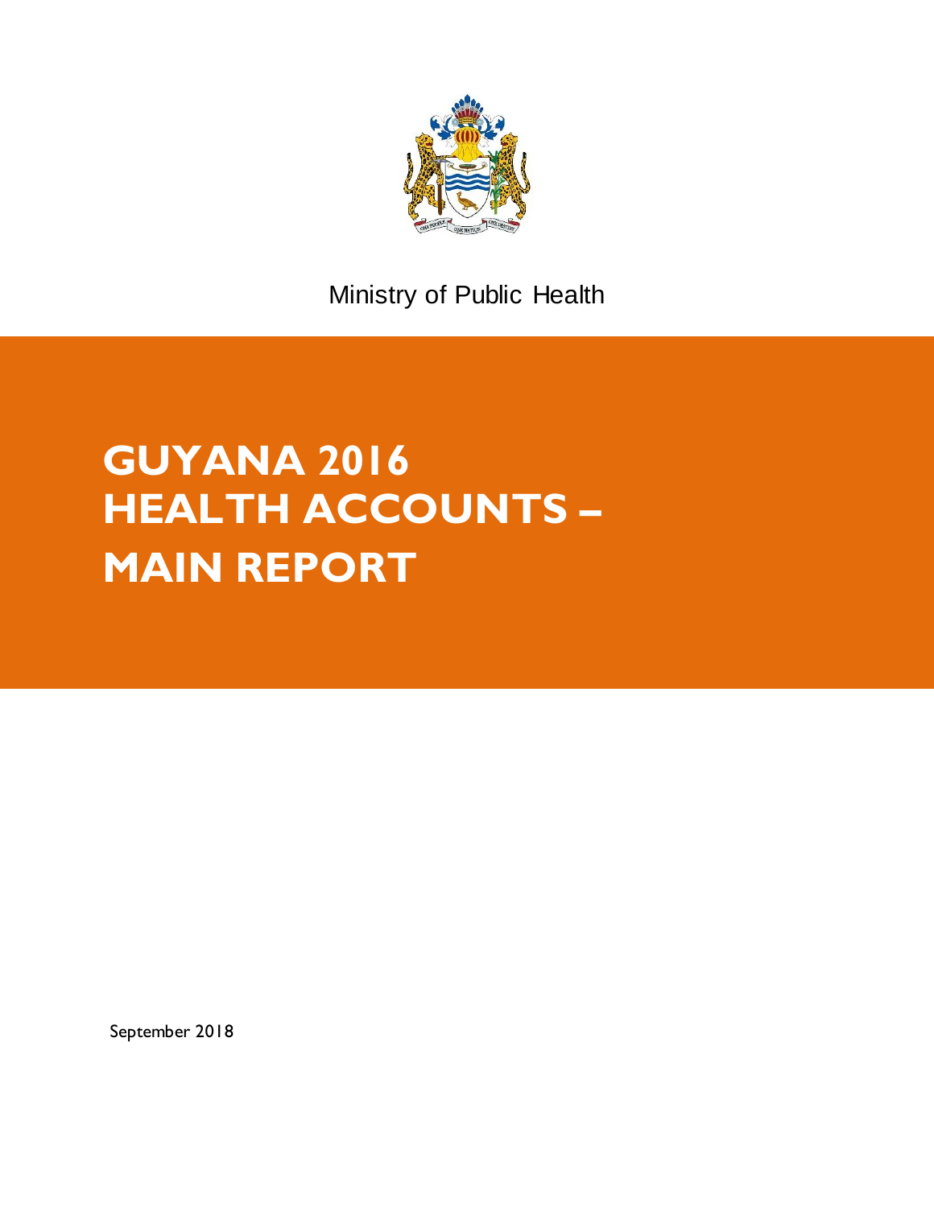Ministry of Public Health

# GUYANA 2016 HEALTH ACCOUNTS – MAIN REPORT

September 2018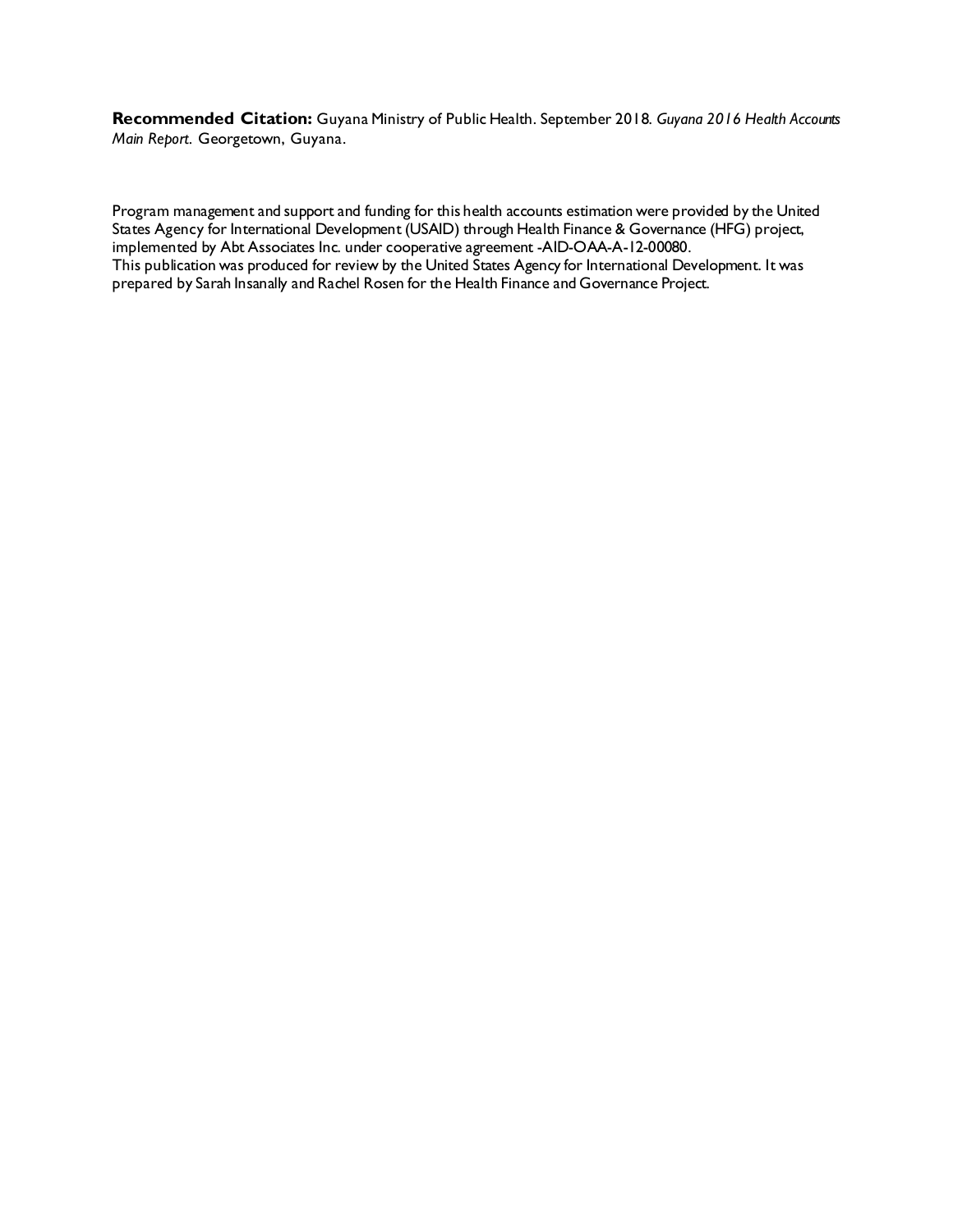**Recommended Citation:** Guyana Ministry of Public Health. September 2018. *Guyana 2016 Health Accounts Main Report*. Georgetown, Guyana.

Program management and support and funding for this health accounts estimation were provided by the United States Agency for International Development (USAID) through Health Finance & Governance (HFG) project, implemented by Abt Associates Inc. under cooperative agreement -AID-OAA-A-12-00080.
This publication was produced for review by the United States Agency for International Development. It was prepared by Sarah Insanally and Rachel Rosen for the Health Finance and Governance Project.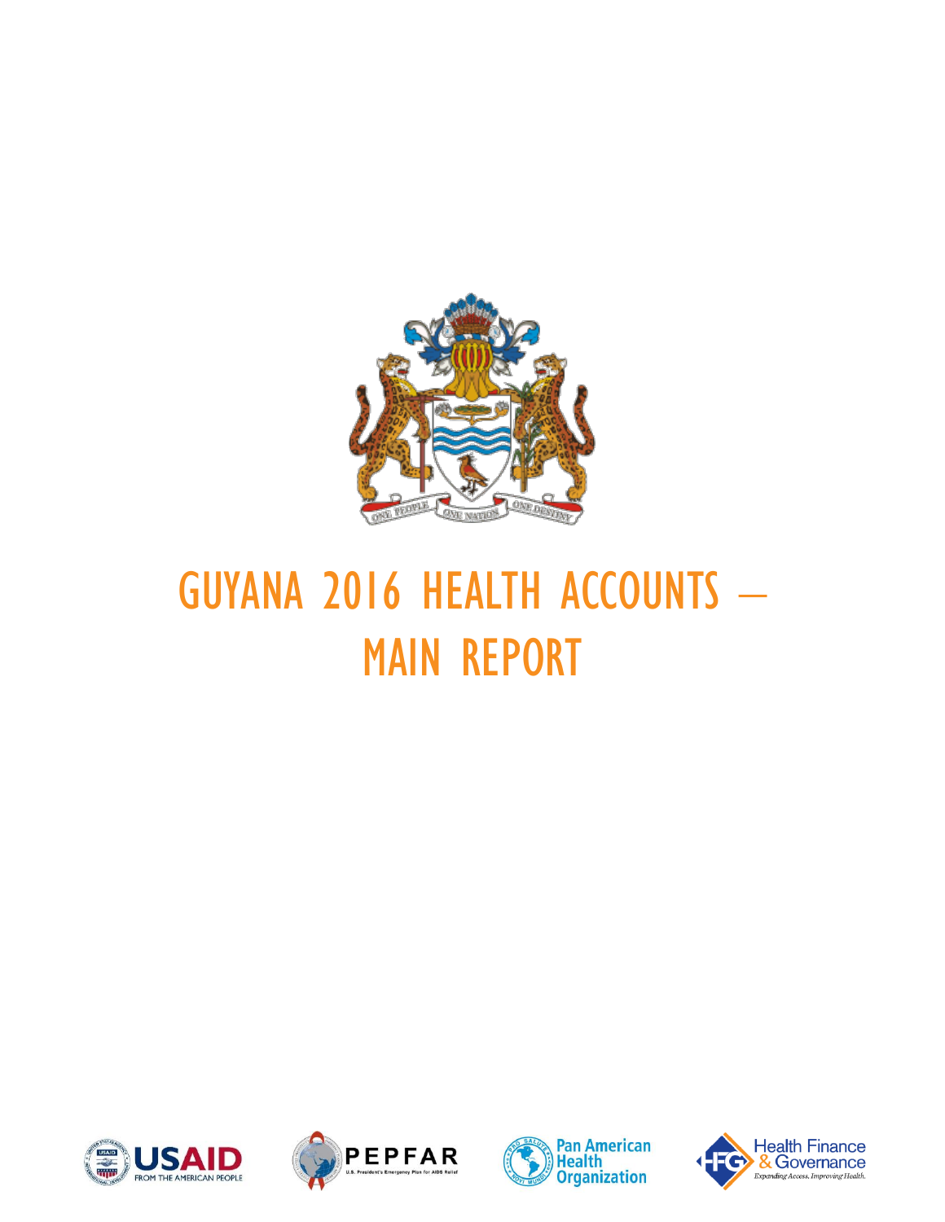# GUYANA 2016 HEALTH ACCOUNTS – MAIN REPORT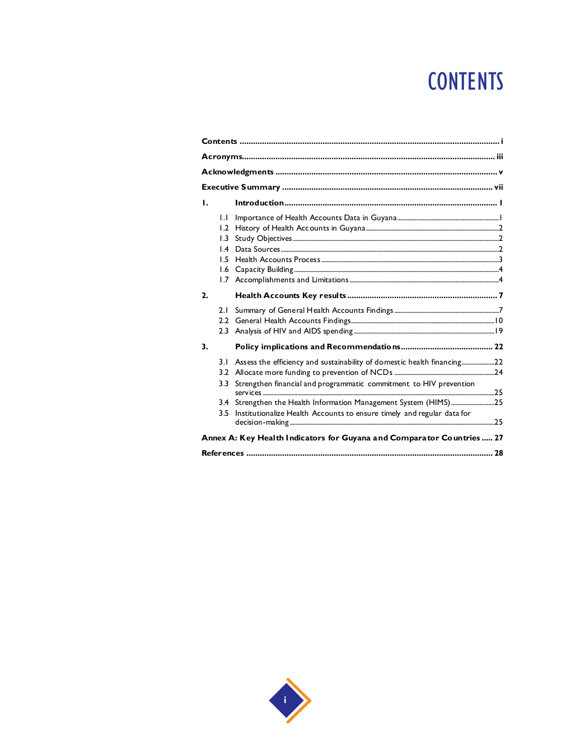# CONTENTS

Contents ..................................................................................................... i

Acronyms..................................................................................................... iii

Acknowledgments ......................................................................................... v

Executive Summary ....................................................................................... vii

1. Introduction ............................................................................................. 1
   - 1.1 Importance of Health Accounts Data in Guyana ..................................... 1
   - 1.2 History of Health Accounts in Guyana ................................................. 2
   - 1.3 Study Objectives ............................................................................... 2
   - 1.4 Data Sources ..................................................................................... 2
   - 1.5 Health Accounts Process ..................................................................... 3
   - 1.6 Capacity Building ............................................................................... 4
   - 1.7 Accomplishments and Limitations ....................................................... 4

2. Health Accounts Key results ..................................................................... 7
   - 2.1 Summary of General Health Accounts Findings ...................................... 7
   - 2.2 General Health Accounts Findings ....................................................... 10
   - 2.3 Analysis of HIV and AIDS spending ..................................................... 19

3. Policy implications and Recommendations ................................................. 22
   - 3.1 Assess the efficiency and sustainability of domestic health financing ......... 22
   - 3.2 Allocate more funding to prevention of NCDs ....................................... 24
   - 3.3 Strengthen financial and programmatic commitment to HIV prevention services ......... 25
   - 3.4 Strengthen the Health Information Management System (HIMS) ............... 25
   - 3.5 Institutionalize Health Accounts to ensure timely and regular data for decision-making ......... 25

Annex A: Key Health Indicators for Guyana and Comparator Countries ..... 27

References ................................................................................................... 28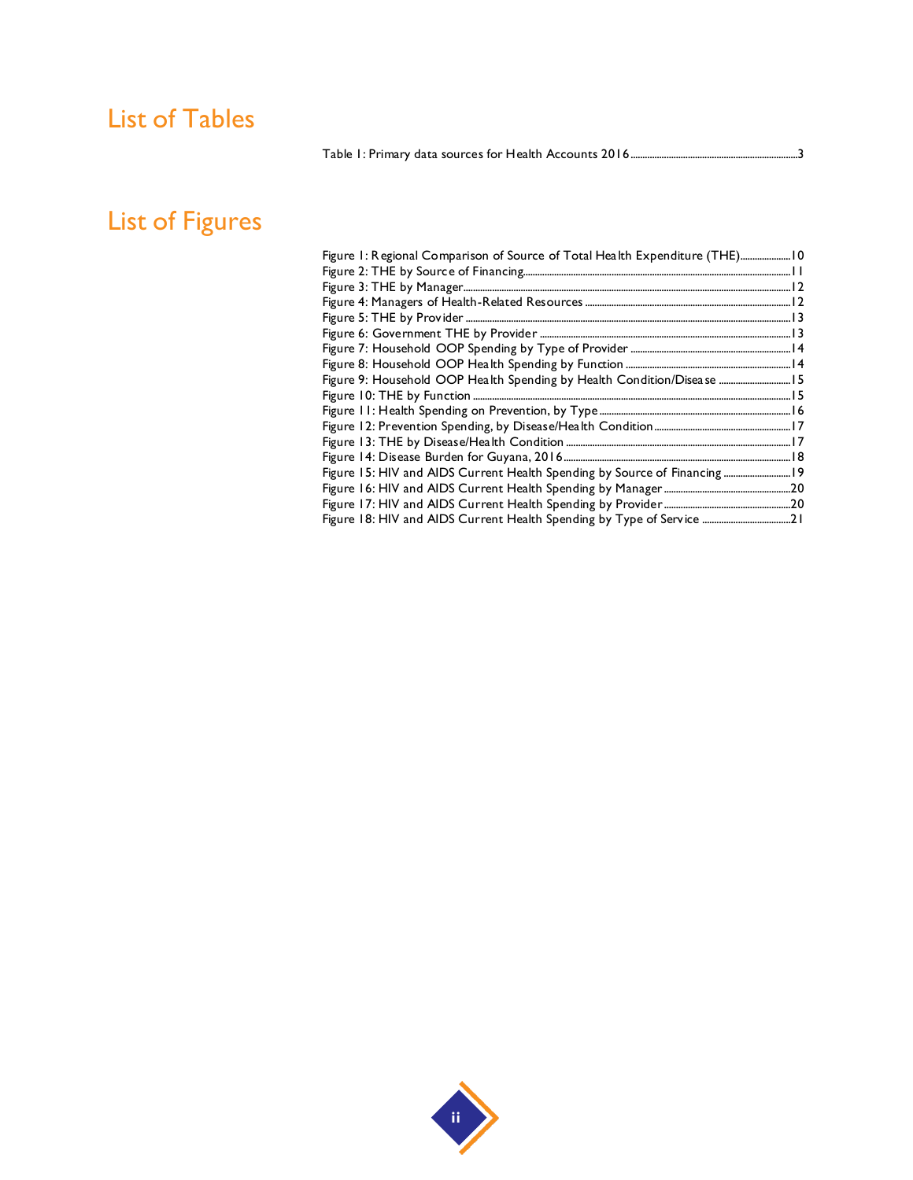# List of Tables

Table 1: Primary data sources for Health Accounts 2016 .......... 3

# List of Figures

Figure 1: Regional Comparison of Source of Total Health Expenditure (THE) .......... 10
Figure 2: THE by Source of Financing .......... 11
Figure 3: THE by Manager .......... 12
Figure 4: Managers of Health-Related Resources .......... 12
Figure 5: THE by Provider .......... 13
Figure 6: Government THE by Provider .......... 13
Figure 7: Household OOP Spending by Type of Provider .......... 14
Figure 8: Household OOP Health Spending by Function .......... 14
Figure 9: Household OOP Health Spending by Health Condition/Disease .......... 15
Figure 10: THE by Function .......... 15
Figure 11: Health Spending on Prevention, by Type .......... 16
Figure 12: Prevention Spending, by Disease/Health Condition .......... 17
Figure 13: THE by Disease/Health Condition .......... 17
Figure 14: Disease Burden for Guyana, 2016 .......... 18
Figure 15: HIV and AIDS Current Health Spending by Source of Financing .......... 19
Figure 16: HIV and AIDS Current Health Spending by Manager .......... 20
Figure 17: HIV and AIDS Current Health Spending by Provider .......... 20
Figure 18: HIV and AIDS Current Health Spending by Type of Service .......... 21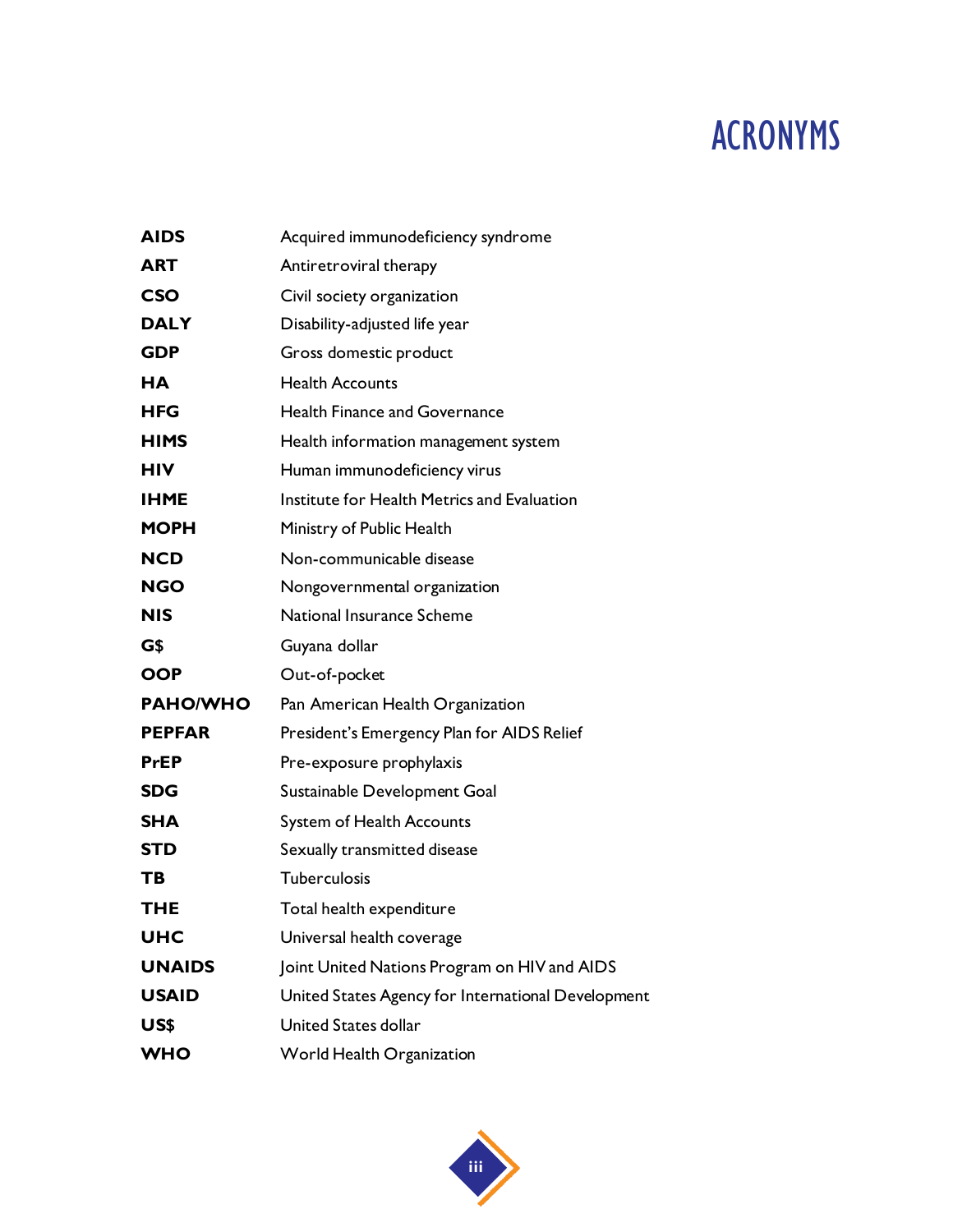# ACRONYMS

| | |
|---|---|
| **AIDS** | Acquired immunodeficiency syndrome |
| **ART** | Antiretroviral therapy |
| **CSO** | Civil society organization |
| **DALY** | Disability-adjusted life year |
| **GDP** | Gross domestic product |
| **HA** | Health Accounts |
| **HFG** | Health Finance and Governance |
| **HIMS** | Health information management system |
| **HIV** | Human immunodeficiency virus |
| **IHME** | Institute for Health Metrics and Evaluation |
| **MOPH** | Ministry of Public Health |
| **NCD** | Non-communicable disease |
| **NGO** | Nongovernmental organization |
| **NIS** | National Insurance Scheme |
| **G$** | Guyana dollar |
| **OOP** | Out-of-pocket |
| **PAHO/WHO** | Pan American Health Organization |
| **PEPFAR** | President's Emergency Plan for AIDS Relief |
| **PrEP** | Pre-exposure prophylaxis |
| **SDG** | Sustainable Development Goal |
| **SHA** | System of Health Accounts |
| **STD** | Sexually transmitted disease |
| **TB** | Tuberculosis |
| **THE** | Total health expenditure |
| **UHC** | Universal health coverage |
| **UNAIDS** | Joint United Nations Program on HIV and AIDS |
| **USAID** | United States Agency for International Development |
| **US$** | United States dollar |
| **WHO** | World Health Organization |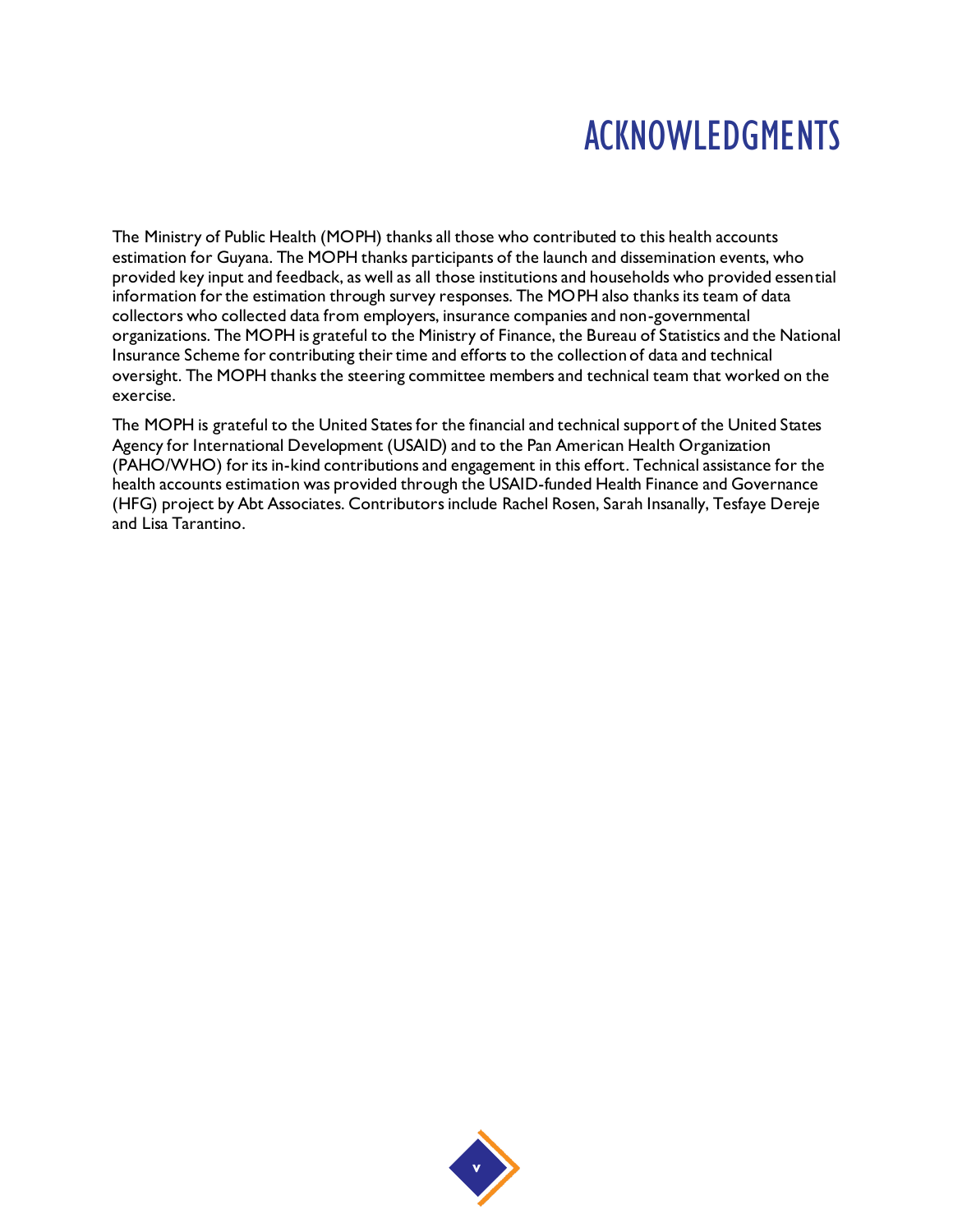# ACKNOWLEDGMENTS

The Ministry of Public Health (MOPH) thanks all those who contributed to this health accounts estimation for Guyana. The MOPH thanks participants of the launch and dissemination events, who provided key input and feedback, as well as all those institutions and households who provided essential information for the estimation through survey responses. The MOPH also thanks its team of data collectors who collected data from employers, insurance companies and non-governmental organizations. The MOPH is grateful to the Ministry of Finance, the Bureau of Statistics and the National Insurance Scheme for contributing their time and efforts to the collection of data and technical oversight. The MOPH thanks the steering committee members and technical team that worked on the exercise.

The MOPH is grateful to the United States for the financial and technical support of the United States Agency for International Development (USAID) and to the Pan American Health Organization (PAHO/WHO) for its in-kind contributions and engagement in this effort. Technical assistance for the health accounts estimation was provided through the USAID-funded Health Finance and Governance (HFG) project by Abt Associates. Contributors include Rachel Rosen, Sarah Insanally, Tesfaye Dereje and Lisa Tarantino.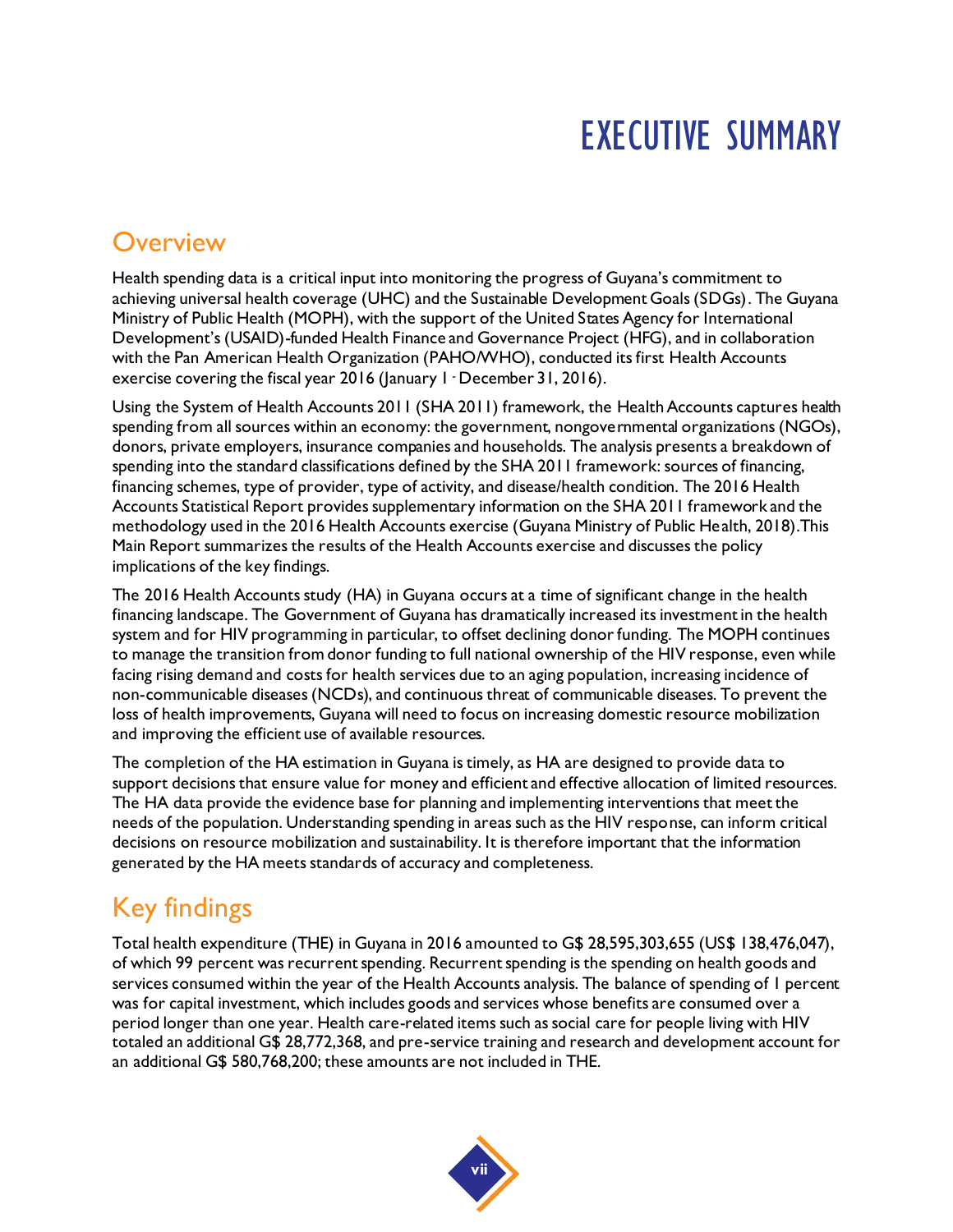# EXECUTIVE SUMMARY

## Overview

Health spending data is a critical input into monitoring the progress of Guyana's commitment to achieving universal health coverage (UHC) and the Sustainable Development Goals (SDGs). The Guyana Ministry of Public Health (MOPH), with the support of the United States Agency for International Development's (USAID)-funded Health Finance and Governance Project (HFG), and in collaboration with the Pan American Health Organization (PAHO/WHO), conducted its first Health Accounts exercise covering the fiscal year 2016 (January 1 - December 31, 2016).

Using the System of Health Accounts 2011 (SHA 2011) framework, the Health Accounts captures health spending from all sources within an economy: the government, nongovernmental organizations (NGOs), donors, private employers, insurance companies and households. The analysis presents a breakdown of spending into the standard classifications defined by the SHA 2011 framework: sources of financing, financing schemes, type of provider, type of activity, and disease/health condition. The 2016 Health Accounts Statistical Report provides supplementary information on the SHA 2011 framework and the methodology used in the 2016 Health Accounts exercise (Guyana Ministry of Public Health, 2018).This Main Report summarizes the results of the Health Accounts exercise and discusses the policy implications of the key findings.

The 2016 Health Accounts study (HA) in Guyana occurs at a time of significant change in the health financing landscape. The Government of Guyana has dramatically increased its investment in the health system and for HIV programming in particular, to offset declining donor funding. The MOPH continues to manage the transition from donor funding to full national ownership of the HIV response, even while facing rising demand and costs for health services due to an aging population, increasing incidence of non-communicable diseases (NCDs), and continuous threat of communicable diseases. To prevent the loss of health improvements, Guyana will need to focus on increasing domestic resource mobilization and improving the efficient use of available resources.

The completion of the HA estimation in Guyana is timely, as HA are designed to provide data to support decisions that ensure value for money and efficient and effective allocation of limited resources. The HA data provide the evidence base for planning and implementing interventions that meet the needs of the population. Understanding spending in areas such as the HIV response, can inform critical decisions on resource mobilization and sustainability. It is therefore important that the information generated by the HA meets standards of accuracy and completeness.

## Key findings

Total health expenditure (THE) in Guyana in 2016 amounted to G$ 28,595,303,655 (US$ 138,476,047), of which 99 percent was recurrent spending. Recurrent spending is the spending on health goods and services consumed within the year of the Health Accounts analysis. The balance of spending of 1 percent was for capital investment, which includes goods and services whose benefits are consumed over a period longer than one year. Health care-related items such as social care for people living with HIV totaled an additional G$ 28,772,368, and pre-service training and research and development account for an additional G$ 580,768,200; these amounts are not included in THE.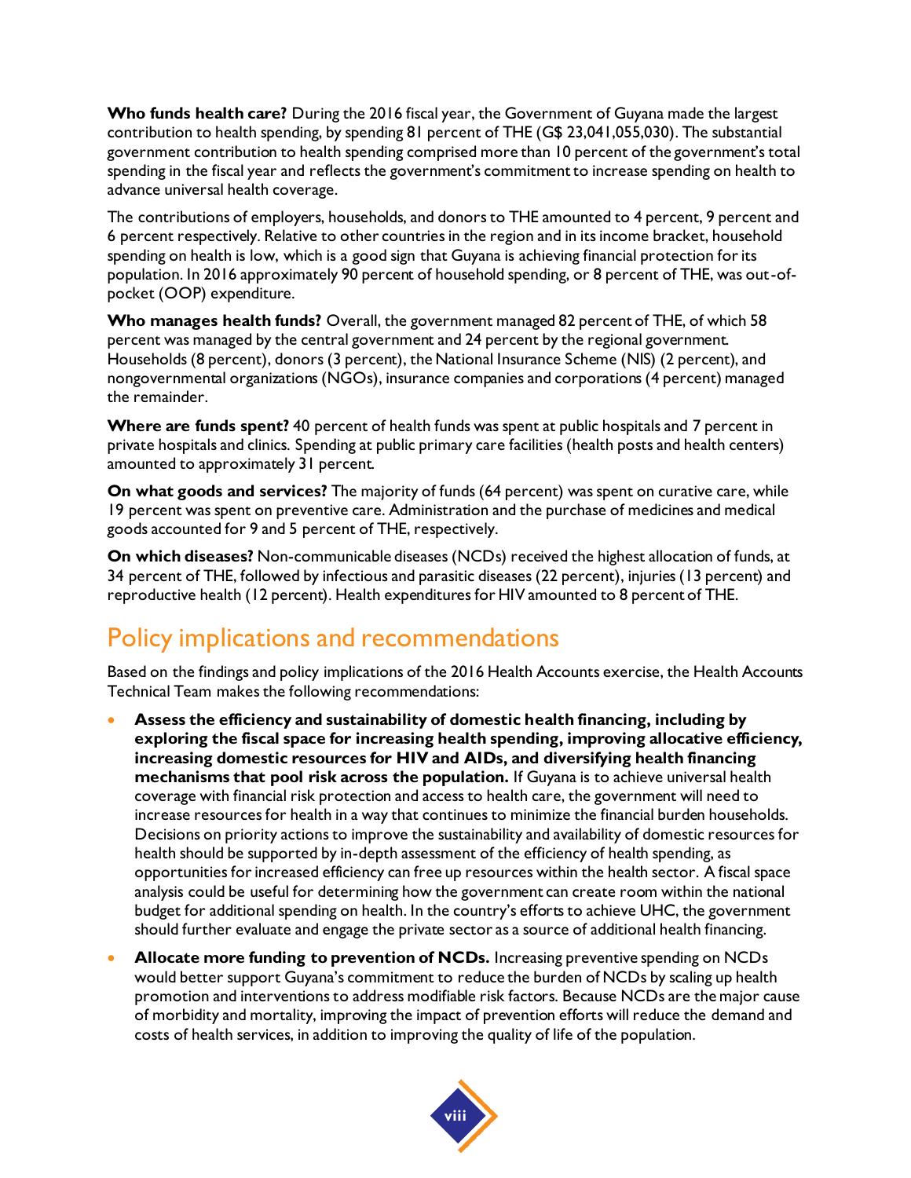**Who funds health care?** During the 2016 fiscal year, the Government of Guyana made the largest contribution to health spending, by spending 81 percent of THE (G$ 23,041,055,030). The substantial government contribution to health spending comprised more than 10 percent of the government's total spending in the fiscal year and reflects the government's commitment to increase spending on health to advance universal health coverage.

The contributions of employers, households, and donors to THE amounted to 4 percent, 9 percent and 6 percent respectively. Relative to other countries in the region and in its income bracket, household spending on health is low, which is a good sign that Guyana is achieving financial protection for its population. In 2016 approximately 90 percent of household spending, or 8 percent of THE, was out-of-pocket (OOP) expenditure.

**Who manages health funds?** Overall, the government managed 82 percent of THE, of which 58 percent was managed by the central government and 24 percent by the regional government. Households (8 percent), donors (3 percent), the National Insurance Scheme (NIS) (2 percent), and nongovernmental organizations (NGOs), insurance companies and corporations (4 percent) managed the remainder.

**Where are funds spent?** 40 percent of health funds was spent at public hospitals and 7 percent in private hospitals and clinics. Spending at public primary care facilities (health posts and health centers) amounted to approximately 31 percent.

**On what goods and services?** The majority of funds (64 percent) was spent on curative care, while 19 percent was spent on preventive care. Administration and the purchase of medicines and medical goods accounted for 9 and 5 percent of THE, respectively.

**On which diseases?** Non-communicable diseases (NCDs) received the highest allocation of funds, at 34 percent of THE, followed by infectious and parasitic diseases (22 percent), injuries (13 percent) and reproductive health (12 percent). Health expenditures for HIV amounted to 8 percent of THE.

## Policy implications and recommendations

Based on the findings and policy implications of the 2016 Health Accounts exercise, the Health Accounts Technical Team makes the following recommendations:

- **Assess the efficiency and sustainability of domestic health financing, including by exploring the fiscal space for increasing health spending, improving allocative efficiency, increasing domestic resources for HIV and AIDs, and diversifying health financing mechanisms that pool risk across the population.** If Guyana is to achieve universal health coverage with financial risk protection and access to health care, the government will need to increase resources for health in a way that continues to minimize the financial burden households. Decisions on priority actions to improve the sustainability and availability of domestic resources for health should be supported by in-depth assessment of the efficiency of health spending, as opportunities for increased efficiency can free up resources within the health sector. A fiscal space analysis could be useful for determining how the government can create room within the national budget for additional spending on health. In the country's efforts to achieve UHC, the government should further evaluate and engage the private sector as a source of additional health financing.
- **Allocate more funding to prevention of NCDs.** Increasing preventive spending on NCDs would better support Guyana's commitment to reduce the burden of NCDs by scaling up health promotion and interventions to address modifiable risk factors. Because NCDs are the major cause of morbidity and mortality, improving the impact of prevention efforts will reduce the demand and costs of health services, in addition to improving the quality of life of the population.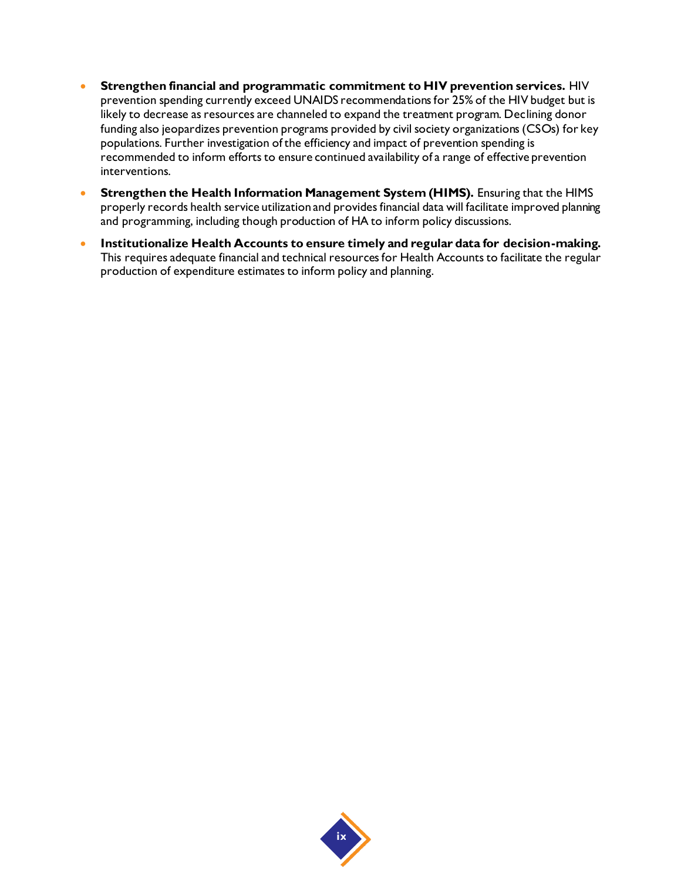- **Strengthen financial and programmatic commitment to HIV prevention services.** HIV prevention spending currently exceed UNAIDS recommendations for 25% of the HIV budget but is likely to decrease as resources are channeled to expand the treatment program. Declining donor funding also jeopardizes prevention programs provided by civil society organizations (CSOs) for key populations. Further investigation of the efficiency and impact of prevention spending is recommended to inform efforts to ensure continued availability of a range of effective prevention interventions.
- **Strengthen the Health Information Management System (HIMS).** Ensuring that the HIMS properly records health service utilization and provides financial data will facilitate improved planning and programming, including though production of HA to inform policy discussions.
- **Institutionalize Health Accounts to ensure timely and regular data for decision-making.** This requires adequate financial and technical resources for Health Accounts to facilitate the regular production of expenditure estimates to inform policy and planning.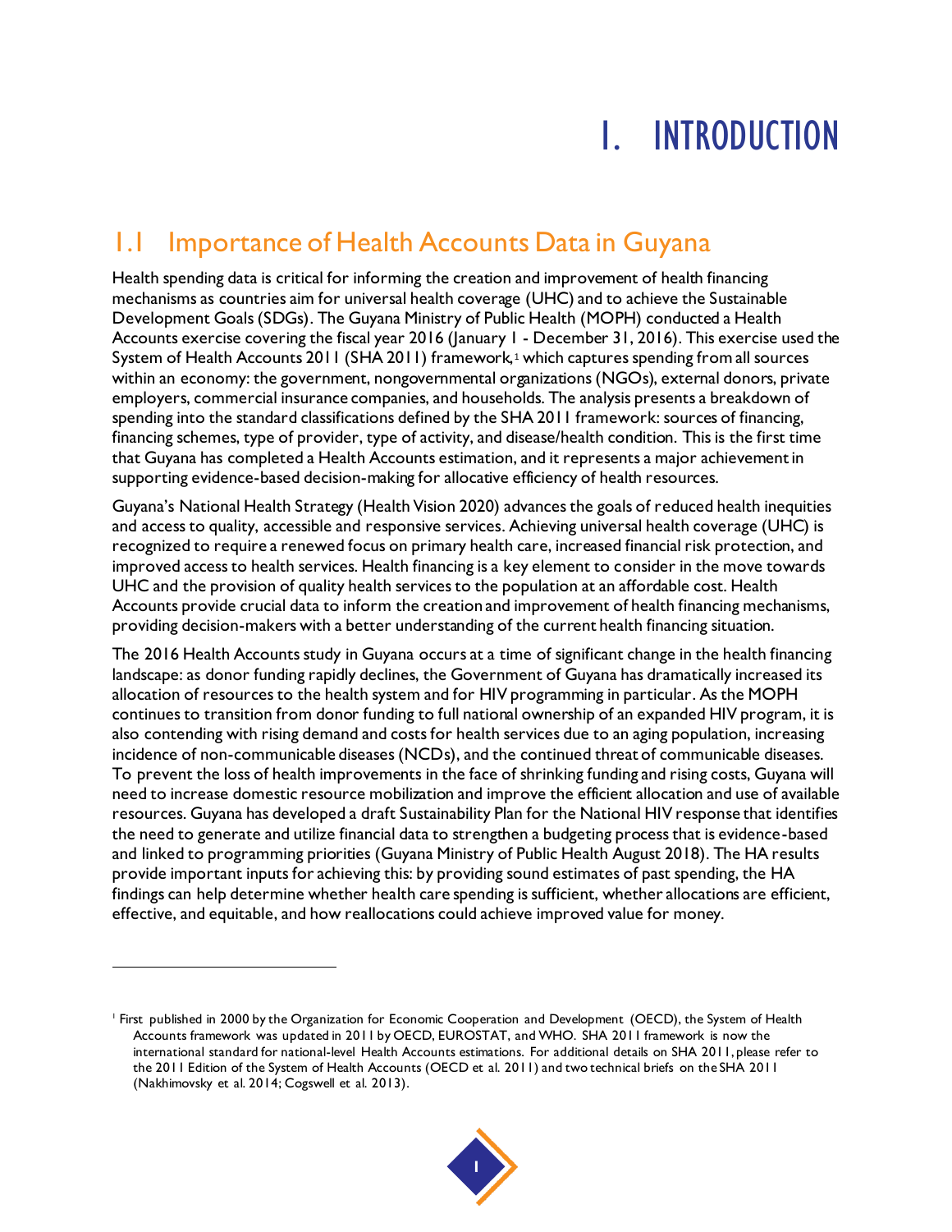# 1. INTRODUCTION

## 1.1 Importance of Health Accounts Data in Guyana

Health spending data is critical for informing the creation and improvement of health financing mechanisms as countries aim for universal health coverage (UHC) and to achieve the Sustainable Development Goals (SDGs). The Guyana Ministry of Public Health (MOPH) conducted a Health Accounts exercise covering the fiscal year 2016 (January 1 - December 31, 2016). This exercise used the System of Health Accounts 2011 (SHA 2011) framework,[1] which captures spending from all sources within an economy: the government, nongovernmental organizations (NGOs), external donors, private employers, commercial insurance companies, and households. The analysis presents a breakdown of spending into the standard classifications defined by the SHA 2011 framework: sources of financing, financing schemes, type of provider, type of activity, and disease/health condition. This is the first time that Guyana has completed a Health Accounts estimation, and it represents a major achievement in supporting evidence-based decision-making for allocative efficiency of health resources.

Guyana's National Health Strategy (Health Vision 2020) advances the goals of reduced health inequities and access to quality, accessible and responsive services. Achieving universal health coverage (UHC) is recognized to require a renewed focus on primary health care, increased financial risk protection, and improved access to health services. Health financing is a key element to consider in the move towards UHC and the provision of quality health services to the population at an affordable cost. Health Accounts provide crucial data to inform the creation and improvement of health financing mechanisms, providing decision-makers with a better understanding of the current health financing situation.

The 2016 Health Accounts study in Guyana occurs at a time of significant change in the health financing landscape: as donor funding rapidly declines, the Government of Guyana has dramatically increased its allocation of resources to the health system and for HIV programming in particular. As the MOPH continues to transition from donor funding to full national ownership of an expanded HIV program, it is also contending with rising demand and costs for health services due to an aging population, increasing incidence of non-communicable diseases (NCDs), and the continued threat of communicable diseases. To prevent the loss of health improvements in the face of shrinking funding and rising costs, Guyana will need to increase domestic resource mobilization and improve the efficient allocation and use of available resources. Guyana has developed a draft Sustainability Plan for the National HIV response that identifies the need to generate and utilize financial data to strengthen a budgeting process that is evidence-based and linked to programming priorities (Guyana Ministry of Public Health August 2018). The HA results provide important inputs for achieving this: by providing sound estimates of past spending, the HA findings can help determine whether health care spending is sufficient, whether allocations are efficient, effective, and equitable, and how reallocations could achieve improved value for money.

---

[1] First published in 2000 by the Organization for Economic Cooperation and Development (OECD), the System of Health Accounts framework was updated in 2011 by OECD, EUROSTAT, and WHO. SHA 2011 framework is now the international standard for national-level Health Accounts estimations. For additional details on SHA 2011, please refer to the 2011 Edition of the System of Health Accounts (OECD et al. 2011) and two technical briefs on the SHA 2011 (Nakhimovsky et al. 2014; Cogswell et al. 2013).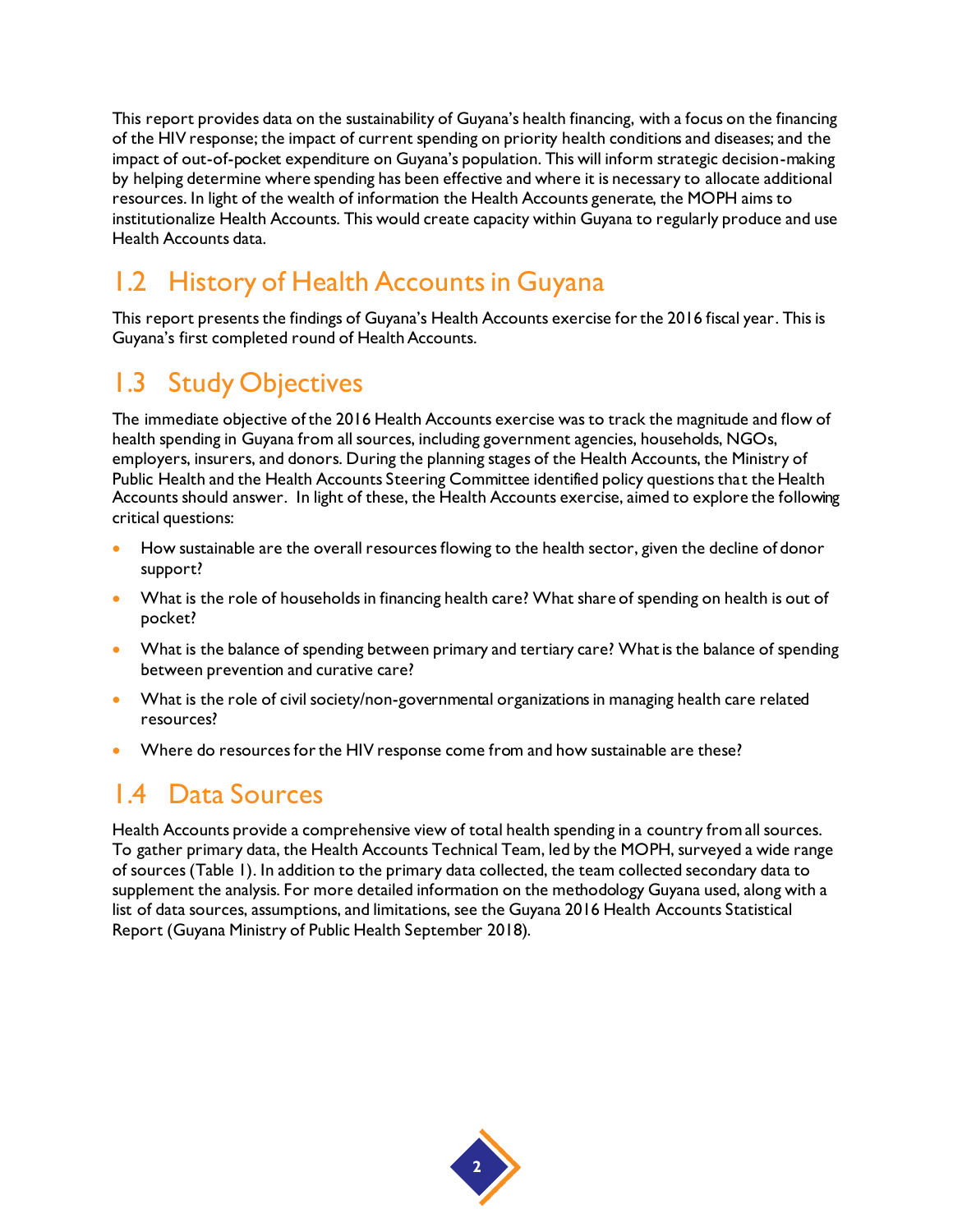This report provides data on the sustainability of Guyana's health financing, with a focus on the financing of the HIV response; the impact of current spending on priority health conditions and diseases; and the impact of out-of-pocket expenditure on Guyana's population. This will inform strategic decision-making by helping determine where spending has been effective and where it is necessary to allocate additional resources. In light of the wealth of information the Health Accounts generate, the MOPH aims to institutionalize Health Accounts. This would create capacity within Guyana to regularly produce and use Health Accounts data.

## 1.2 History of Health Accounts in Guyana

This report presents the findings of Guyana's Health Accounts exercise for the 2016 fiscal year. This is Guyana's first completed round of Health Accounts.

## 1.3 Study Objectives

The immediate objective of the 2016 Health Accounts exercise was to track the magnitude and flow of health spending in Guyana from all sources, including government agencies, households, NGOs, employers, insurers, and donors. During the planning stages of the Health Accounts, the Ministry of Public Health and the Health Accounts Steering Committee identified policy questions that the Health Accounts should answer. In light of these, the Health Accounts exercise, aimed to explore the following critical questions:

- How sustainable are the overall resources flowing to the health sector, given the decline of donor support?
- What is the role of households in financing health care? What share of spending on health is out of pocket?
- What is the balance of spending between primary and tertiary care? What is the balance of spending between prevention and curative care?
- What is the role of civil society/non-governmental organizations in managing health care related resources?
- Where do resources for the HIV response come from and how sustainable are these?

## 1.4 Data Sources

Health Accounts provide a comprehensive view of total health spending in a country from all sources. To gather primary data, the Health Accounts Technical Team, led by the MOPH, surveyed a wide range of sources (Table 1). In addition to the primary data collected, the team collected secondary data to supplement the analysis. For more detailed information on the methodology Guyana used, along with a list of data sources, assumptions, and limitations, see the Guyana 2016 Health Accounts Statistical Report (Guyana Ministry of Public Health September 2018).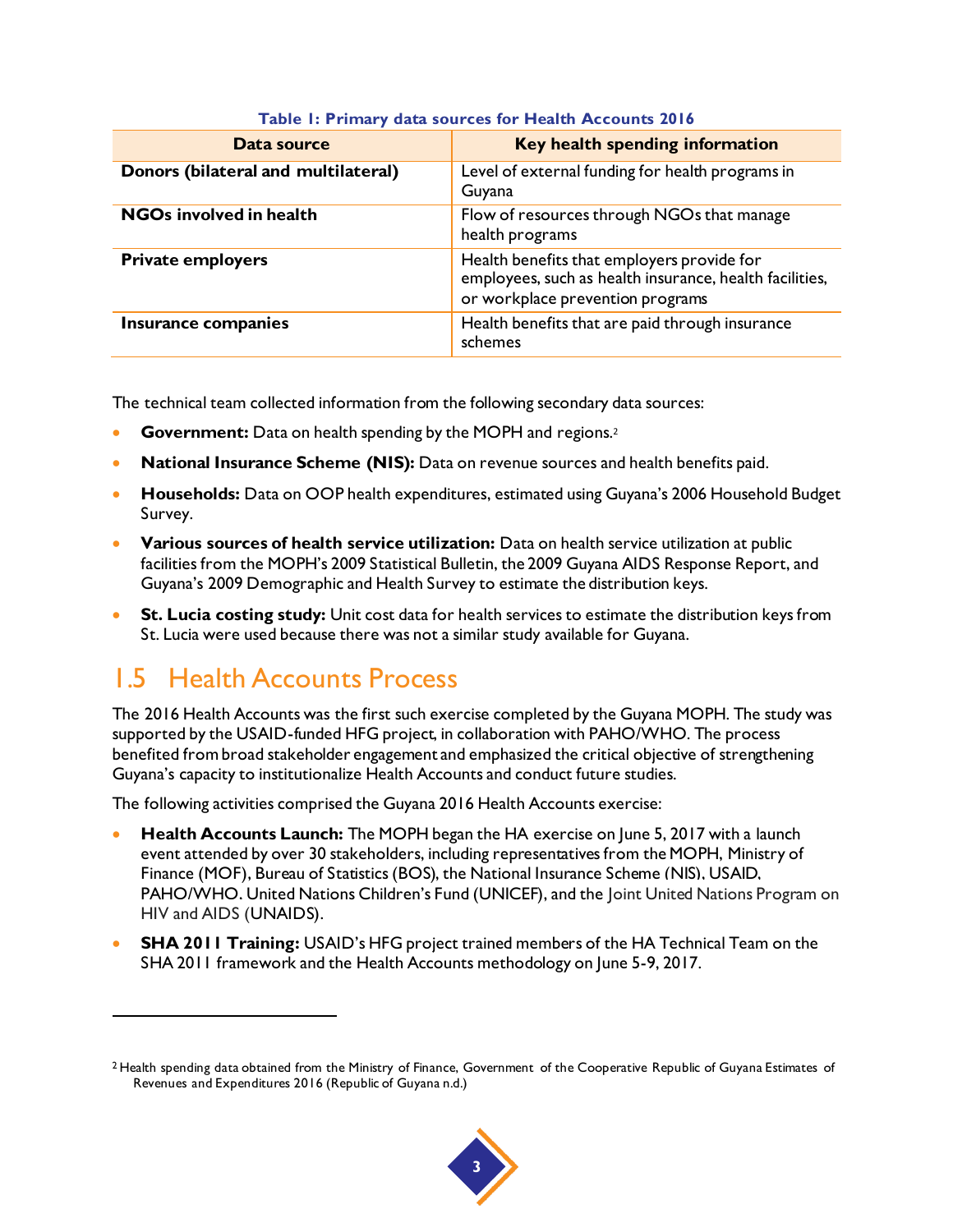**Table 1: Primary data sources for Health Accounts 2016**

| Data source | Key health spending information |
|---|---|
| **Donors (bilateral and multilateral)** | Level of external funding for health programs in Guyana |
| **NGOs involved in health** | Flow of resources through NGOs that manage health programs |
| **Private employers** | Health benefits that employers provide for employees, such as health insurance, health facilities, or workplace prevention programs |
| **Insurance companies** | Health benefits that are paid through insurance schemes |

The technical team collected information from the following secondary data sources:

- **Government:** Data on health spending by the MOPH and regions.[2]
- **National Insurance Scheme (NIS):** Data on revenue sources and health benefits paid.
- **Households:** Data on OOP health expenditures, estimated using Guyana's 2006 Household Budget Survey.
- **Various sources of health service utilization:** Data on health service utilization at public facilities from the MOPH's 2009 Statistical Bulletin, the 2009 Guyana AIDS Response Report, and Guyana's 2009 Demographic and Health Survey to estimate the distribution keys.
- **St. Lucia costing study:** Unit cost data for health services to estimate the distribution keys from St. Lucia were used because there was not a similar study available for Guyana.

## 1.5 Health Accounts Process

The 2016 Health Accounts was the first such exercise completed by the Guyana MOPH. The study was supported by the USAID-funded HFG project, in collaboration with PAHO/WHO. The process benefited from broad stakeholder engagement and emphasized the critical objective of strengthening Guyana's capacity to institutionalize Health Accounts and conduct future studies.

The following activities comprised the Guyana 2016 Health Accounts exercise:

- **Health Accounts Launch:** The MOPH began the HA exercise on June 5, 2017 with a launch event attended by over 30 stakeholders, including representatives from the MOPH, Ministry of Finance (MOF), Bureau of Statistics (BOS), the National Insurance Scheme (NIS), USAID, PAHO/WHO. United Nations Children's Fund (UNICEF), and the Joint United Nations Program on HIV and AIDS (UNAIDS).
- **SHA 2011 Training:** USAID's HFG project trained members of the HA Technical Team on the SHA 2011 framework and the Health Accounts methodology on June 5-9, 2017.

[2] Health spending data obtained from the Ministry of Finance, Government of the Cooperative Republic of Guyana Estimates of Revenues and Expenditures 2016 (Republic of Guyana n.d.)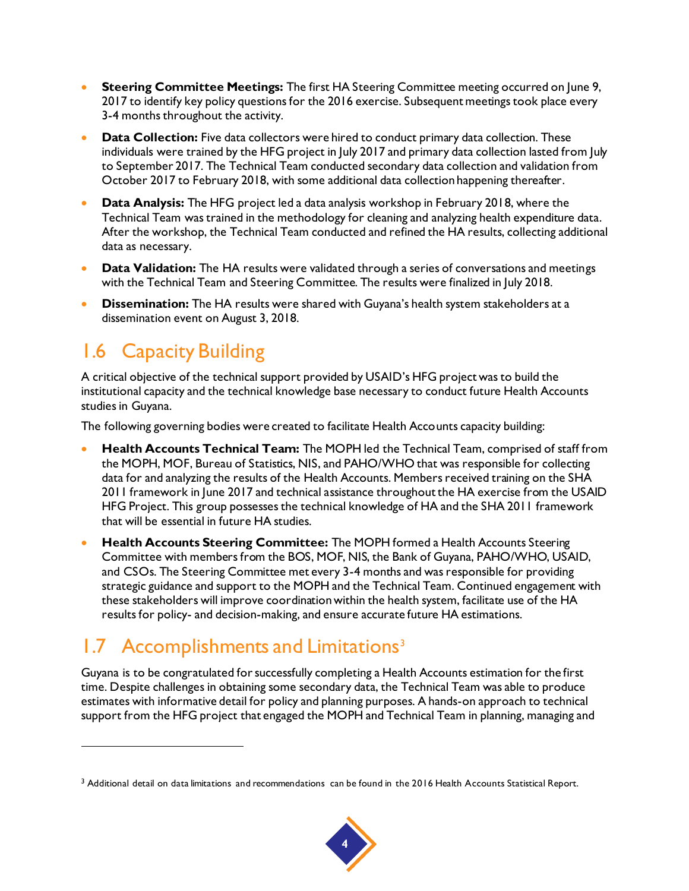- **Steering Committee Meetings:** The first HA Steering Committee meeting occurred on June 9, 2017 to identify key policy questions for the 2016 exercise. Subsequent meetings took place every 3-4 months throughout the activity.
- **Data Collection:** Five data collectors were hired to conduct primary data collection. These individuals were trained by the HFG project in July 2017 and primary data collection lasted from July to September 2017. The Technical Team conducted secondary data collection and validation from October 2017 to February 2018, with some additional data collection happening thereafter.
- **Data Analysis:** The HFG project led a data analysis workshop in February 2018, where the Technical Team was trained in the methodology for cleaning and analyzing health expenditure data. After the workshop, the Technical Team conducted and refined the HA results, collecting additional data as necessary.
- **Data Validation:** The HA results were validated through a series of conversations and meetings with the Technical Team and Steering Committee. The results were finalized in July 2018.
- **Dissemination:** The HA results were shared with Guyana's health system stakeholders at a dissemination event on August 3, 2018.

## 1.6 Capacity Building

A critical objective of the technical support provided by USAID's HFG project was to build the institutional capacity and the technical knowledge base necessary to conduct future Health Accounts studies in Guyana.

The following governing bodies were created to facilitate Health Accounts capacity building:

- **Health Accounts Technical Team:** The MOPH led the Technical Team, comprised of staff from the MOPH, MOF, Bureau of Statistics, NIS, and PAHO/WHO that was responsible for collecting data for and analyzing the results of the Health Accounts. Members received training on the SHA 2011 framework in June 2017 and technical assistance throughout the HA exercise from the USAID HFG Project. This group possesses the technical knowledge of HA and the SHA 2011 framework that will be essential in future HA studies.
- **Health Accounts Steering Committee:** The MOPH formed a Health Accounts Steering Committee with members from the BOS, MOF, NIS, the Bank of Guyana, PAHO/WHO, USAID, and CSOs. The Steering Committee met every 3-4 months and was responsible for providing strategic guidance and support to the MOPH and the Technical Team. Continued engagement with these stakeholders will improve coordination within the health system, facilitate use of the HA results for policy- and decision-making, and ensure accurate future HA estimations.

## 1.7 Accomplishments and Limitations[3]

Guyana is to be congratulated for successfully completing a Health Accounts estimation for the first time. Despite challenges in obtaining some secondary data, the Technical Team was able to produce estimates with informative detail for policy and planning purposes. A hands-on approach to technical support from the HFG project that engaged the MOPH and Technical Team in planning, managing and

[3] Additional detail on data limitations and recommendations can be found in the 2016 Health Accounts Statistical Report.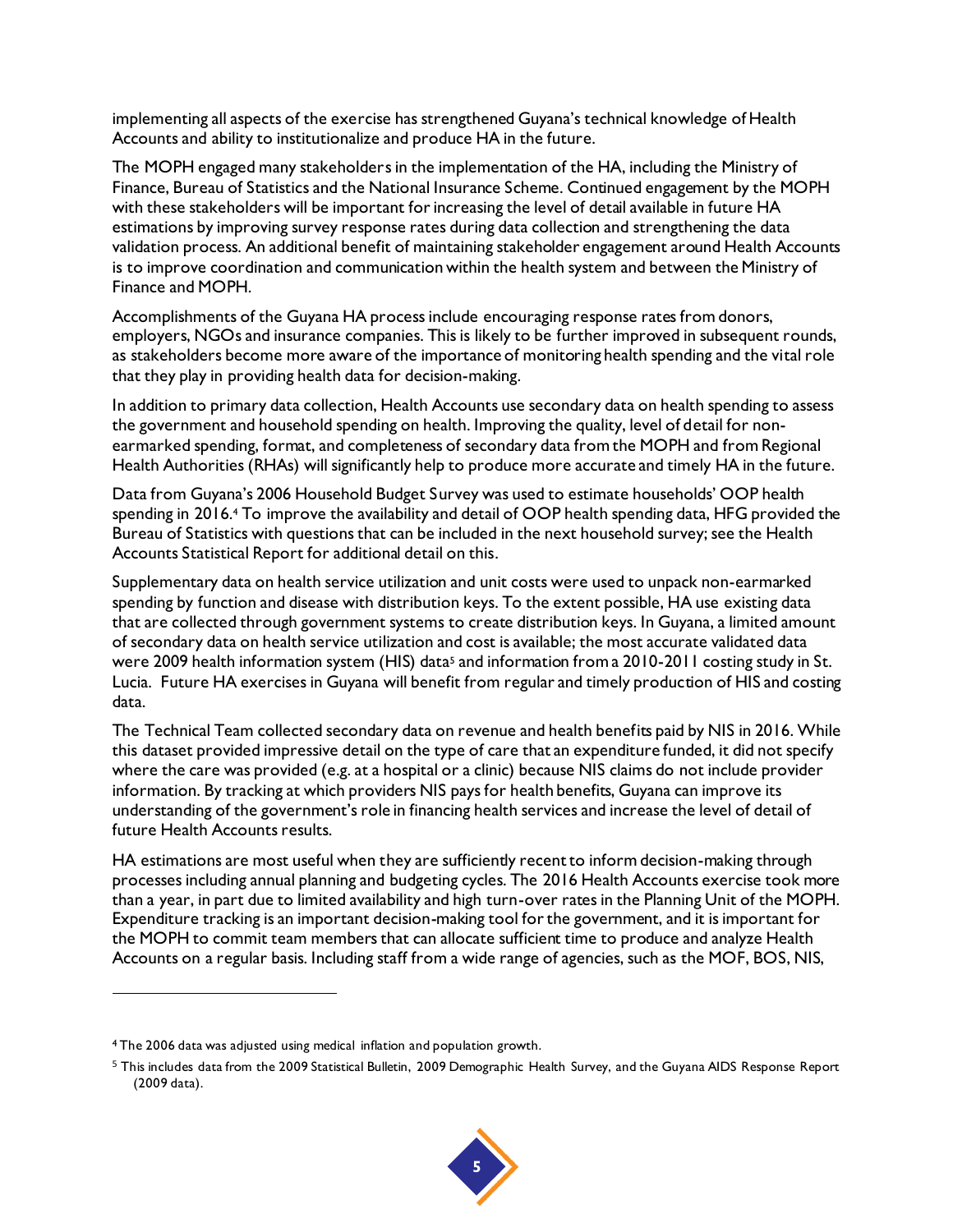implementing all aspects of the exercise has strengthened Guyana's technical knowledge of Health Accounts and ability to institutionalize and produce HA in the future.

The MOPH engaged many stakeholders in the implementation of the HA, including the Ministry of Finance, Bureau of Statistics and the National Insurance Scheme. Continued engagement by the MOPH with these stakeholders will be important for increasing the level of detail available in future HA estimations by improving survey response rates during data collection and strengthening the data validation process. An additional benefit of maintaining stakeholder engagement around Health Accounts is to improve coordination and communication within the health system and between the Ministry of Finance and MOPH.

Accomplishments of the Guyana HA process include encouraging response rates from donors, employers, NGOs and insurance companies. This is likely to be further improved in subsequent rounds, as stakeholders become more aware of the importance of monitoring health spending and the vital role that they play in providing health data for decision-making.

In addition to primary data collection, Health Accounts use secondary data on health spending to assess the government and household spending on health. Improving the quality, level of detail for non-earmarked spending, format, and completeness of secondary data from the MOPH and from Regional Health Authorities (RHAs) will significantly help to produce more accurate and timely HA in the future.

Data from Guyana's 2006 Household Budget Survey was used to estimate households' OOP health spending in 2016.[4] To improve the availability and detail of OOP health spending data, HFG provided the Bureau of Statistics with questions that can be included in the next household survey; see the Health Accounts Statistical Report for additional detail on this.

Supplementary data on health service utilization and unit costs were used to unpack non-earmarked spending by function and disease with distribution keys. To the extent possible, HA use existing data that are collected through government systems to create distribution keys. In Guyana, a limited amount of secondary data on health service utilization and cost is available; the most accurate validated data were 2009 health information system (HIS) data[5] and information from a 2010-2011 costing study in St. Lucia. Future HA exercises in Guyana will benefit from regular and timely production of HIS and costing data.

The Technical Team collected secondary data on revenue and health benefits paid by NIS in 2016. While this dataset provided impressive detail on the type of care that an expenditure funded, it did not specify where the care was provided (e.g. at a hospital or a clinic) because NIS claims do not include provider information. By tracking at which providers NIS pays for health benefits, Guyana can improve its understanding of the government's role in financing health services and increase the level of detail of future Health Accounts results.

HA estimations are most useful when they are sufficiently recent to inform decision-making through processes including annual planning and budgeting cycles. The 2016 Health Accounts exercise took more than a year, in part due to limited availability and high turn-over rates in the Planning Unit of the MOPH. Expenditure tracking is an important decision-making tool for the government, and it is important for the MOPH to commit team members that can allocate sufficient time to produce and analyze Health Accounts on a regular basis. Including staff from a wide range of agencies, such as the MOF, BOS, NIS,

---

[4] The 2006 data was adjusted using medical inflation and population growth.

[5] This includes data from the 2009 Statistical Bulletin, 2009 Demographic Health Survey, and the Guyana AIDS Response Report (2009 data).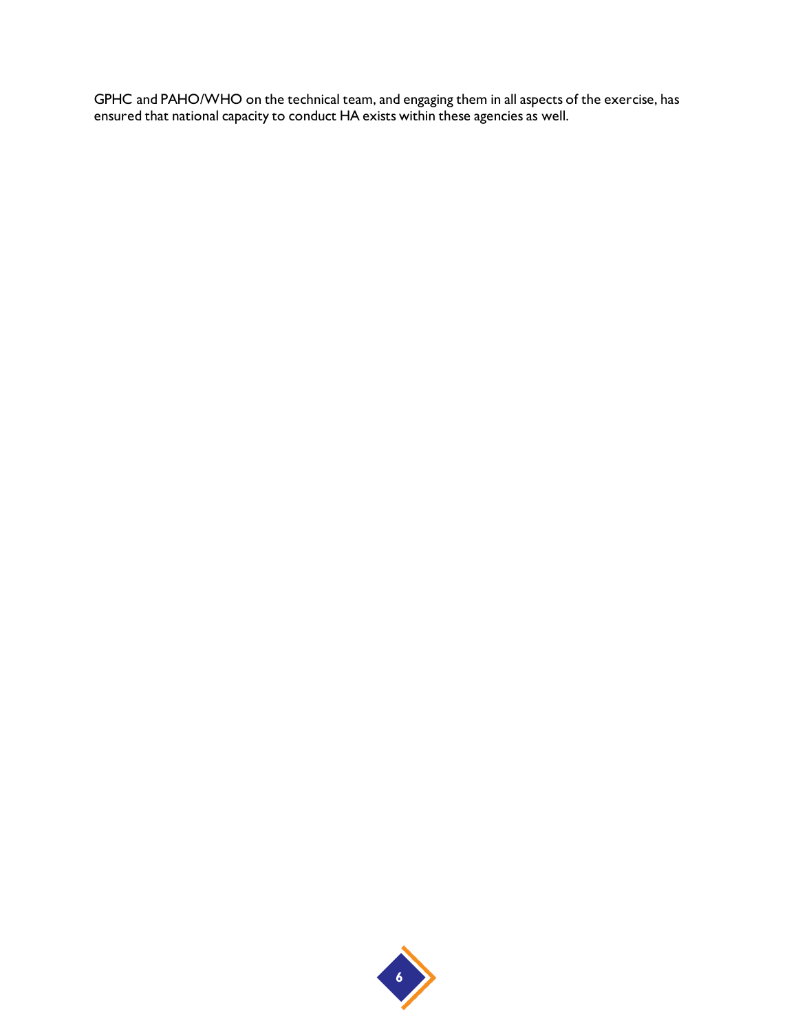GPHC and PAHO/WHO on the technical team, and engaging them in all aspects of the exercise, has ensured that national capacity to conduct HA exists within these agencies as well.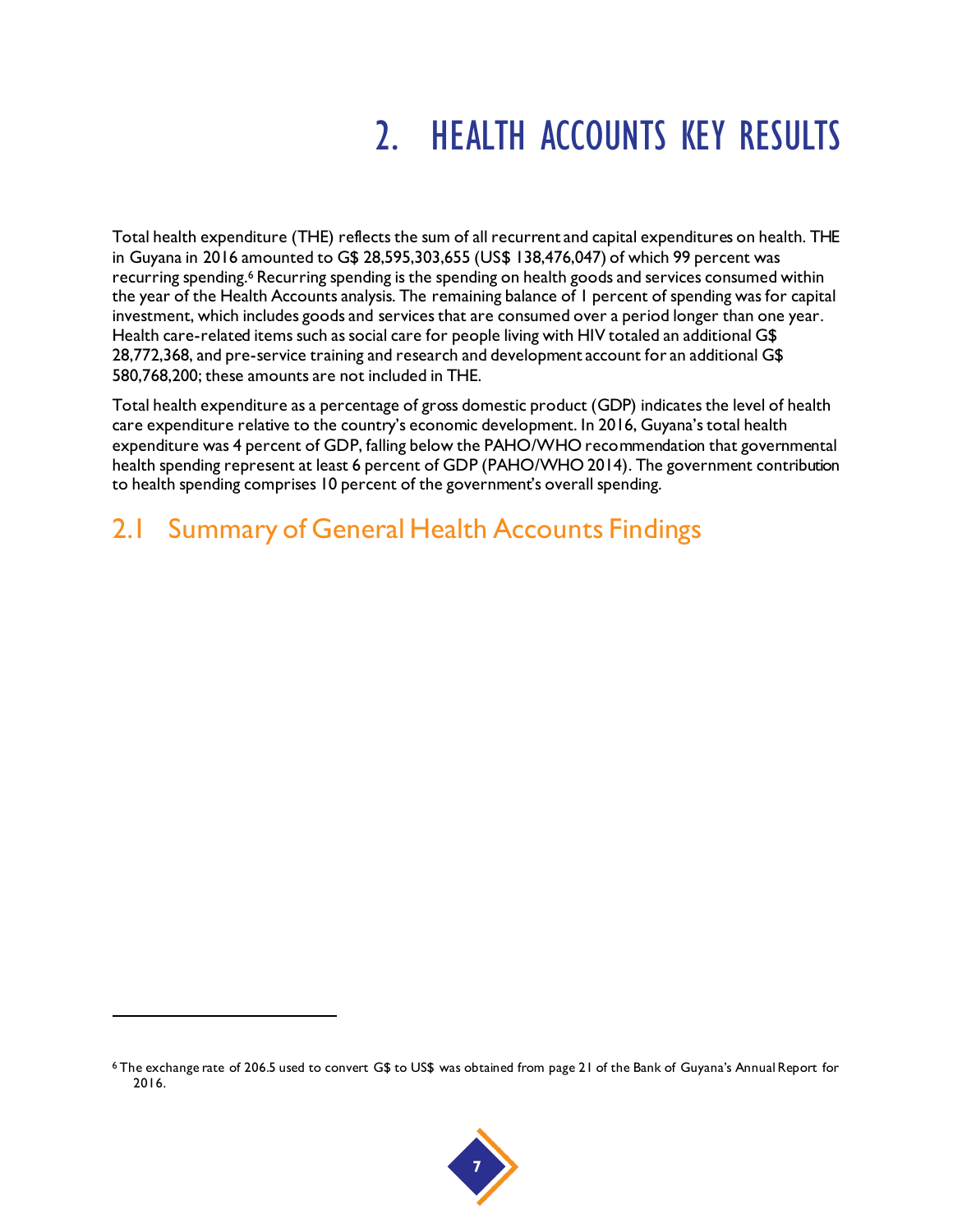# 2. HEALTH ACCOUNTS KEY RESULTS

Total health expenditure (THE) reflects the sum of all recurrent and capital expenditures on health. THE in Guyana in 2016 amounted to G$ 28,595,303,655 (US$ 138,476,047) of which 99 percent was recurring spending.[6] Recurring spending is the spending on health goods and services consumed within the year of the Health Accounts analysis. The remaining balance of 1 percent of spending was for capital investment, which includes goods and services that are consumed over a period longer than one year. Health care-related items such as social care for people living with HIV totaled an additional G$ 28,772,368, and pre-service training and research and development account for an additional G$ 580,768,200; these amounts are not included in THE.

Total health expenditure as a percentage of gross domestic product (GDP) indicates the level of health care expenditure relative to the country's economic development. In 2016, Guyana's total health expenditure was 4 percent of GDP, falling below the PAHO/WHO recommendation that governmental health spending represent at least 6 percent of GDP (PAHO/WHO 2014). The government contribution to health spending comprises 10 percent of the government's overall spending.

## 2.1 Summary of General Health Accounts Findings

[6] The exchange rate of 206.5 used to convert G$ to US$ was obtained from page 21 of the Bank of Guyana's Annual Report for 2016.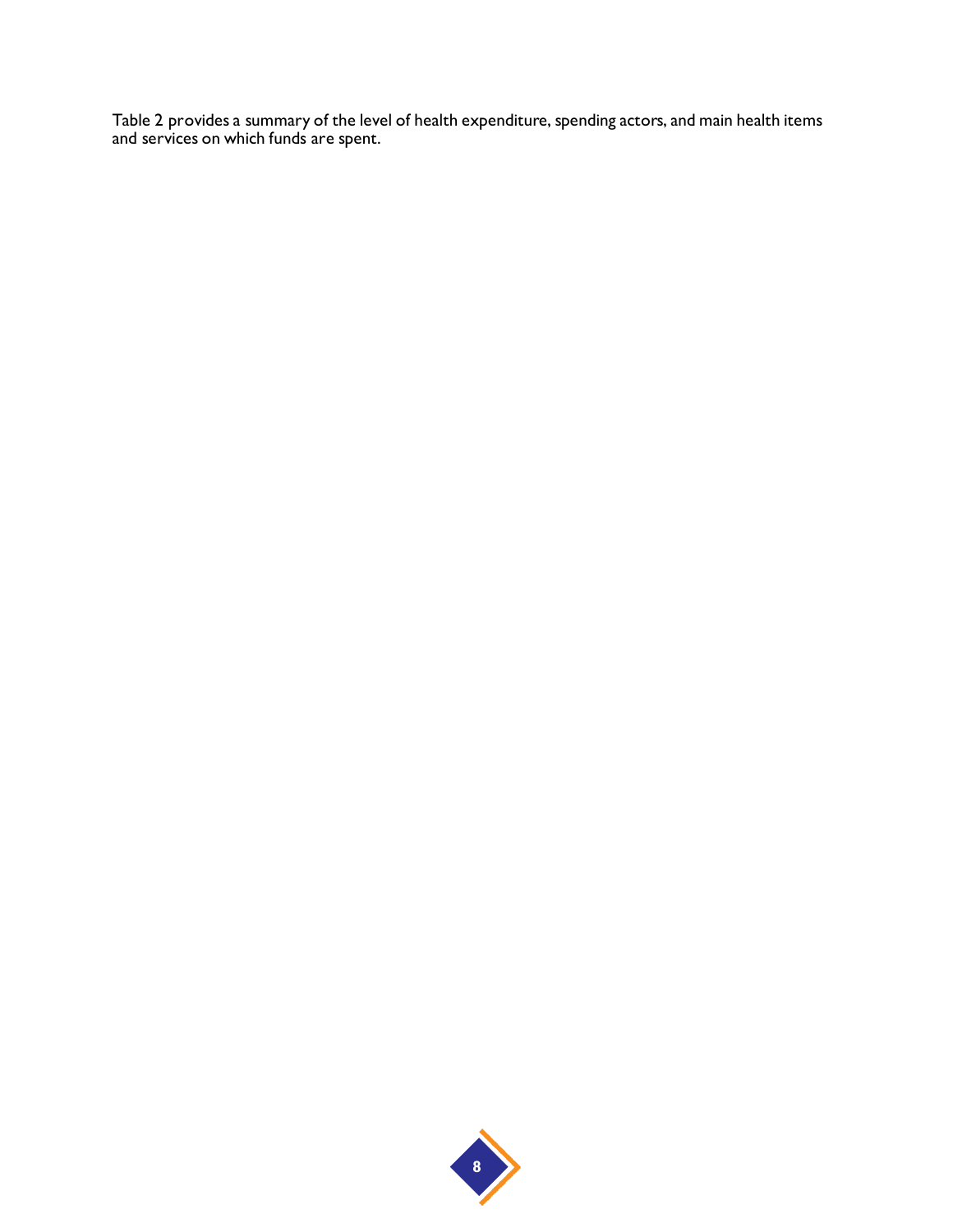Table 2 provides a summary of the level of health expenditure, spending actors, and main health items and services on which funds are spent.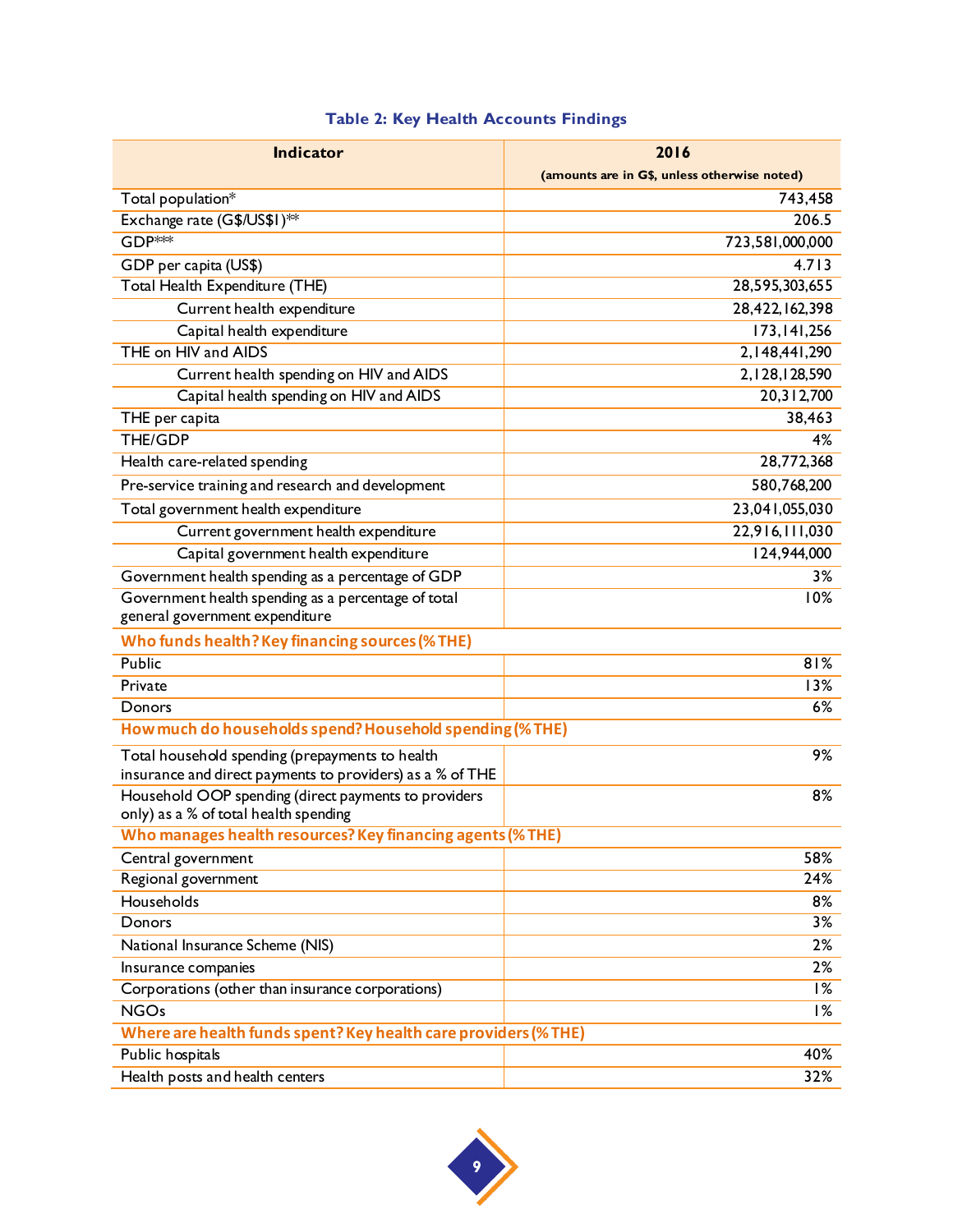**Table 2: Key Health Accounts Findings**

| Indicator | 2016 (amounts are in G$, unless otherwise noted) |
|---|---|
| Total population* | 743,458 |
| Exchange rate (G$/US$1)** | 206.5 |
| GDP*** | 723,581,000,000 |
| GDP per capita (US$) | 4.713 |
| Total Health Expenditure (THE) | 28,595,303,655 |
| Current health expenditure | 28,422,162,398 |
| Capital health expenditure | 173,141,256 |
| THE on HIV and AIDS | 2,148,441,290 |
| Current health spending on HIV and AIDS | 2,128,128,590 |
| Capital health spending on HIV and AIDS | 20,312,700 |
| THE per capita | 38,463 |
| THE/GDP | 4% |
| Health care-related spending | 28,772,368 |
| Pre-service training and research and development | 580,768,200 |
| Total government health expenditure | 23,041,055,030 |
| Current government health expenditure | 22,916,111,030 |
| Capital government health expenditure | 124,944,000 |
| Government health spending as a percentage of GDP | 3% |
| Government health spending as a percentage of total general government expenditure | 10% |
| **Who funds health? Key financing sources (% THE)** | |
| Public | 81% |
| Private | 13% |
| Donors | 6% |
| **How much do households spend? Household spending (% THE)** | |
| Total household spending (prepayments to health insurance and direct payments to providers) as a % of THE | 9% |
| Household OOP spending (direct payments to providers only) as a % of total health spending | 8% |
| **Who manages health resources? Key financing agents (% THE)** | |
| Central government | 58% |
| Regional government | 24% |
| Households | 8% |
| Donors | 3% |
| National Insurance Scheme (NIS) | 2% |
| Insurance companies | 2% |
| Corporations (other than insurance corporations) | 1% |
| NGOs | 1% |
| **Where are health funds spent? Key health care providers (% THE)** | |
| Public hospitals | 40% |
| Health posts and health centers | 32% |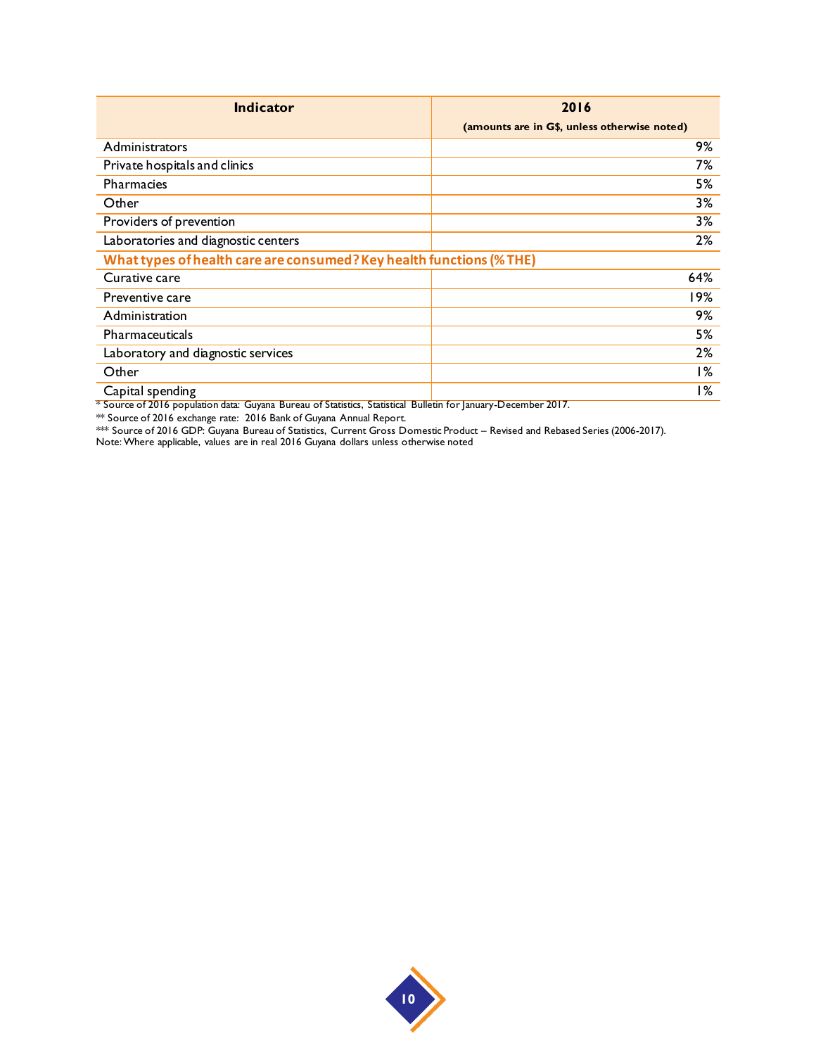| Indicator | 2016 (amounts are in G$, unless otherwise noted) |
|---|---|
| Administrators | 9% |
| Private hospitals and clinics | 7% |
| Pharmacies | 5% |
| Other | 3% |
| Providers of prevention | 3% |
| Laboratories and diagnostic centers | 2% |
| **What types of health care are consumed? Key health functions (% THE)** | |
| Curative care | 64% |
| Preventive care | 19% |
| Administration | 9% |
| Pharmaceuticals | 5% |
| Laboratory and diagnostic services | 2% |
| Other | 1% |
| Capital spending | 1% |

\* Source of 2016 population data: Guyana Bureau of Statistics, Statistical Bulletin for January-December 2017.

\*\* Source of 2016 exchange rate: 2016 Bank of Guyana Annual Report.

\*\*\* Source of 2016 GDP: Guyana Bureau of Statistics, Current Gross Domestic Product – Revised and Rebased Series (2006-2017).

Note: Where applicable, values are in real 2016 Guyana dollars unless otherwise noted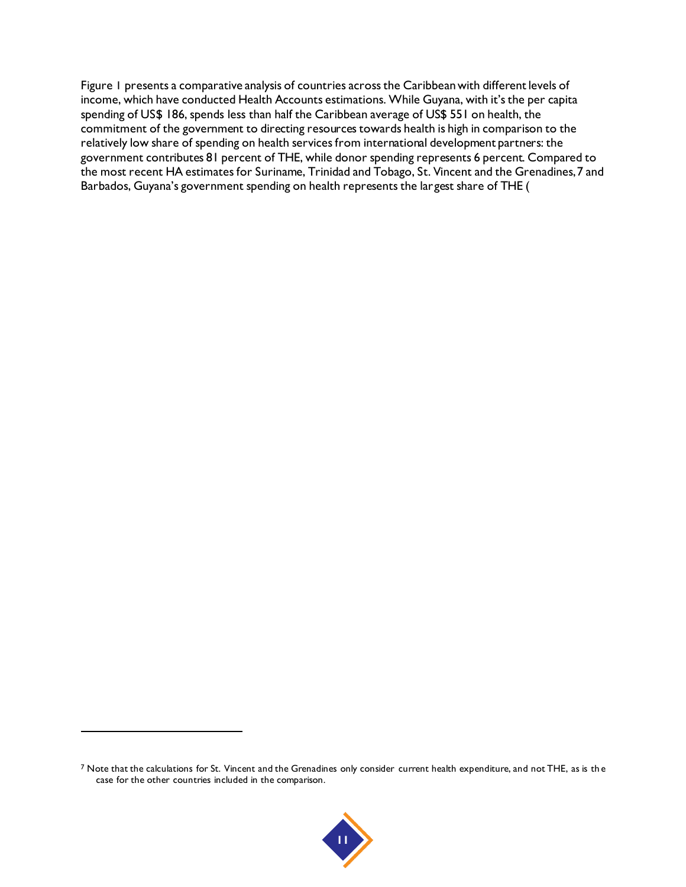Figure 1 presents a comparative analysis of countries across the Caribbean with different levels of income, which have conducted Health Accounts estimations. While Guyana, with it's the per capita spending of US$ 186, spends less than half the Caribbean average of US$ 551 on health, the commitment of the government to directing resources towards health is high in comparison to the relatively low share of spending on health services from international development partners: the government contributes 81 percent of THE, while donor spending represents 6 percent. Compared to the most recent HA estimates for Suriname, Trinidad and Tobago, St. Vincent and the Grenadines,[7] and Barbados, Guyana's government spending on health represents the largest share of THE (

[7] Note that the calculations for St. Vincent and the Grenadines only consider current health expenditure, and not THE, as is the case for the other countries included in the comparison.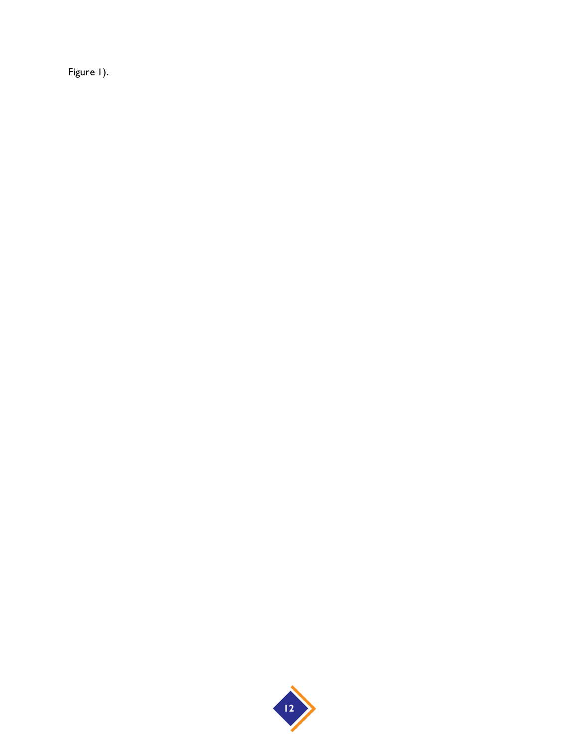Figure 1).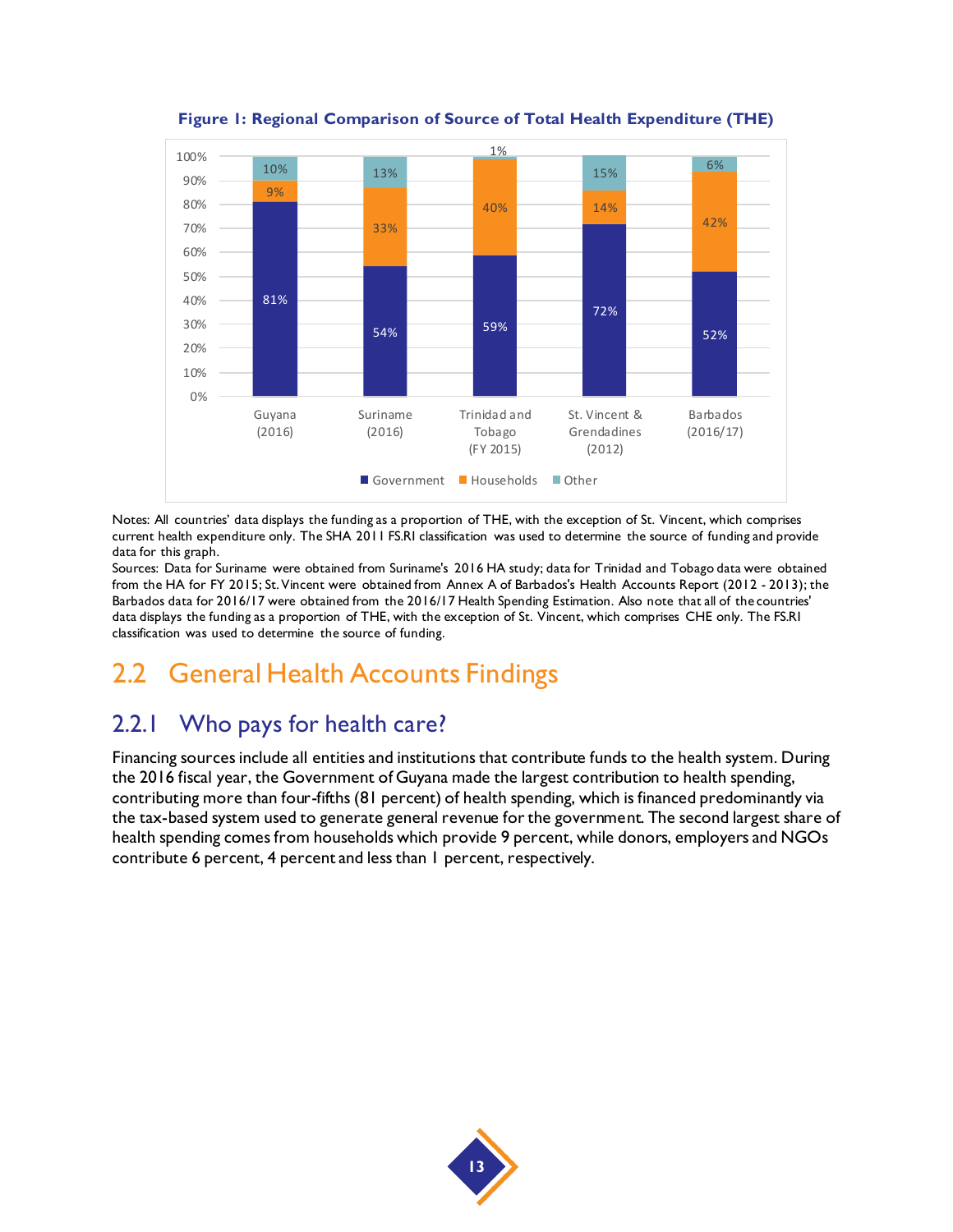**Figure 1: Regional Comparison of Source of Total Health Expenditure (THE)**

| | Government | Households | Other |
|---|---|---|---|
| Guyana (2016) | 81% | 9% | 10% |
| Suriname (2016) | 54% | 33% | 13% |
| Trinidad and Tobago (FY 2015) | 59% | 40% | 1% |
| St. Vincent & Grendadines (2012) | 72% | 14% | 15% |
| Barbados (2016/17) | 52% | 42% | 6% |

Notes: All countries' data displays the funding as a proportion of THE, with the exception of St. Vincent, which comprises current health expenditure only. The SHA 2011 FS.RI classification was used to determine the source of funding and provide data for this graph.
Sources: Data for Suriname were obtained from Suriname's 2016 HA study; data for Trinidad and Tobago data were obtained from the HA for FY 2015; St. Vincent were obtained from Annex A of Barbados's Health Accounts Report (2012 - 2013); the Barbados data for 2016/17 were obtained from the 2016/17 Health Spending Estimation. Also note that all of the countries' data displays the funding as a proportion of THE, with the exception of St. Vincent, which comprises CHE only. The FS.RI classification was used to determine the source of funding.

## 2.2 General Health Accounts Findings

### 2.2.1 Who pays for health care?

Financing sources include all entities and institutions that contribute funds to the health system. During the 2016 fiscal year, the Government of Guyana made the largest contribution to health spending, contributing more than four-fifths (81 percent) of health spending, which is financed predominantly via the tax-based system used to generate general revenue for the government. The second largest share of health spending comes from households which provide 9 percent, while donors, employers and NGOs contribute 6 percent, 4 percent and less than 1 percent, respectively.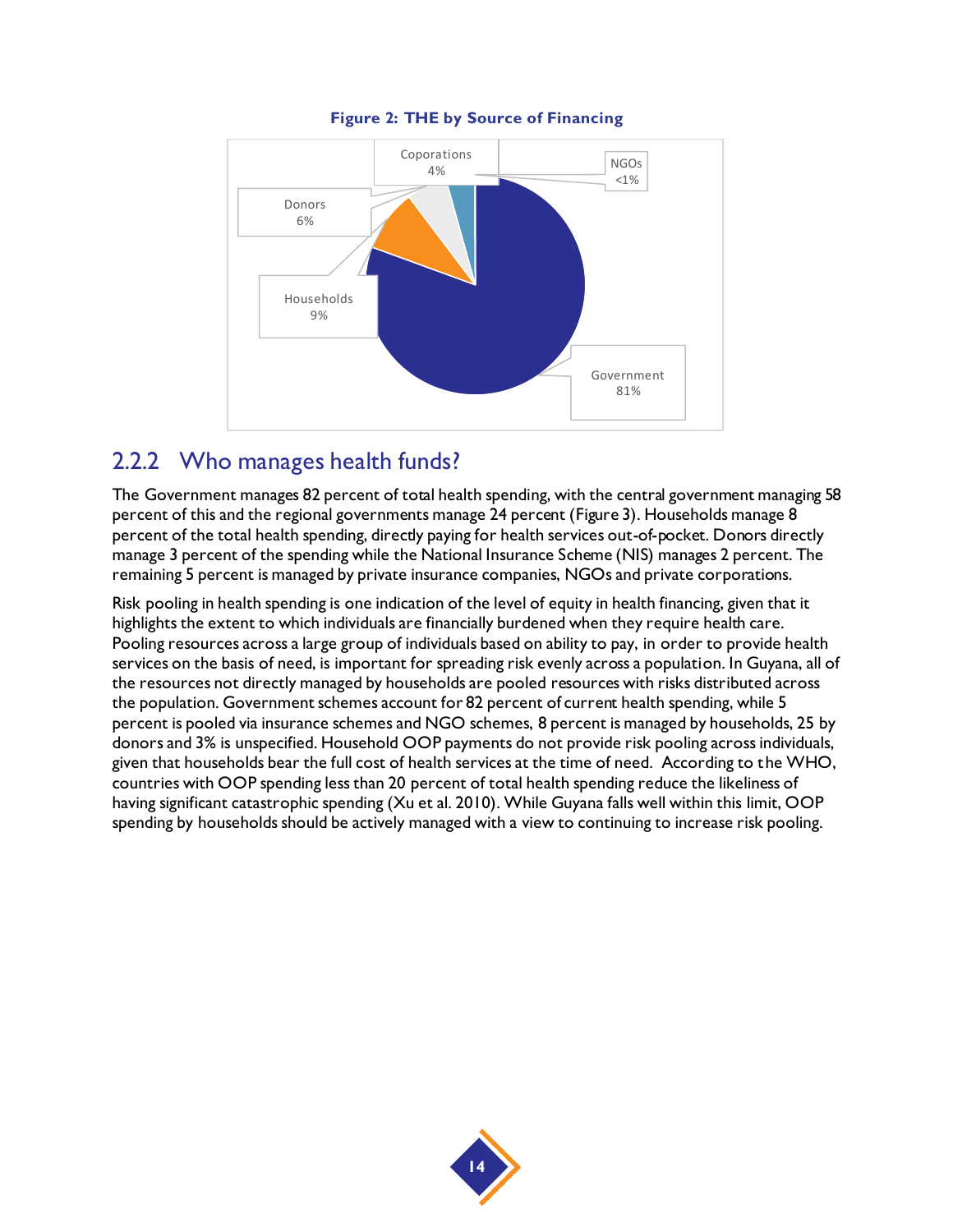**Figure 2: THE by Source of Financing**

Coporations 4%
NGOs <1%
Donors 6%
Households 9%
Government 81%

### 2.2.2 Who manages health funds?

The Government manages 82 percent of total health spending, with the central government managing 58 percent of this and the regional governments manage 24 percent (Figure 3). Households manage 8 percent of the total health spending, directly paying for health services out-of-pocket. Donors directly manage 3 percent of the spending while the National Insurance Scheme (NIS) manages 2 percent. The remaining 5 percent is managed by private insurance companies, NGOs and private corporations.

Risk pooling in health spending is one indication of the level of equity in health financing, given that it highlights the extent to which individuals are financially burdened when they require health care. Pooling resources across a large group of individuals based on ability to pay, in order to provide health services on the basis of need, is important for spreading risk evenly across a population. In Guyana, all of the resources not directly managed by households are pooled resources with risks distributed across the population. Government schemes account for 82 percent of current health spending, while 5 percent is pooled via insurance schemes and NGO schemes, 8 percent is managed by households, 25 by donors and 3% is unspecified. Household OOP payments do not provide risk pooling across individuals, given that households bear the full cost of health services at the time of need. According to the WHO, countries with OOP spending less than 20 percent of total health spending reduce the likeliness of having significant catastrophic spending (Xu et al. 2010). While Guyana falls well within this limit, OOP spending by households should be actively managed with a view to continuing to increase risk pooling.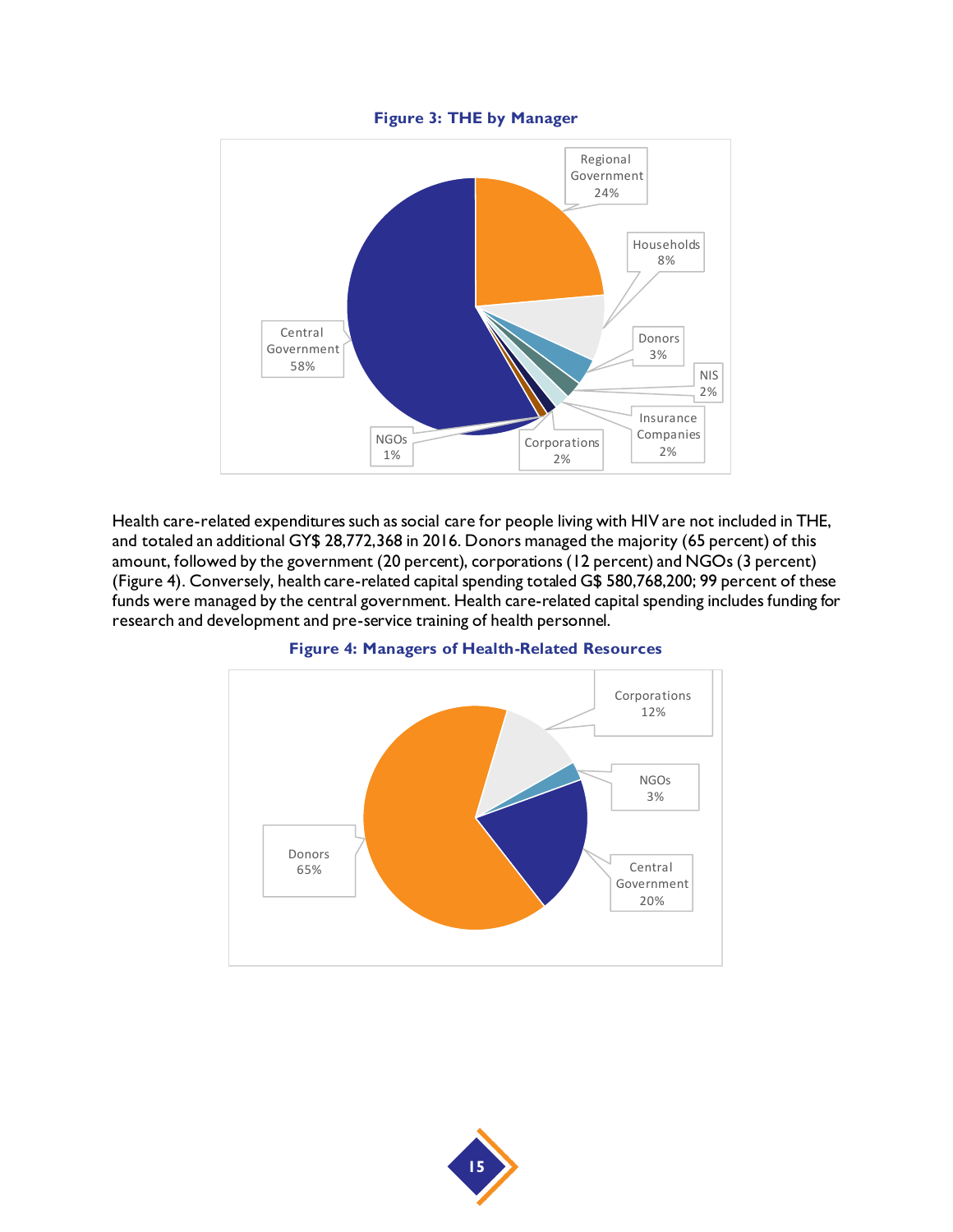**Figure 3: THE by Manager**

Health care-related expenditures such as social care for people living with HIV are not included in THE, and totaled an additional GY$ 28,772,368 in 2016. Donors managed the majority (65 percent) of this amount, followed by the government (20 percent), corporations (12 percent) and NGOs (3 percent) (Figure 4). Conversely, health care-related capital spending totaled G$ 580,768,200; 99 percent of these funds were managed by the central government. Health care-related capital spending includes funding for research and development and pre-service training of health personnel.

**Figure 4: Managers of Health-Related Resources**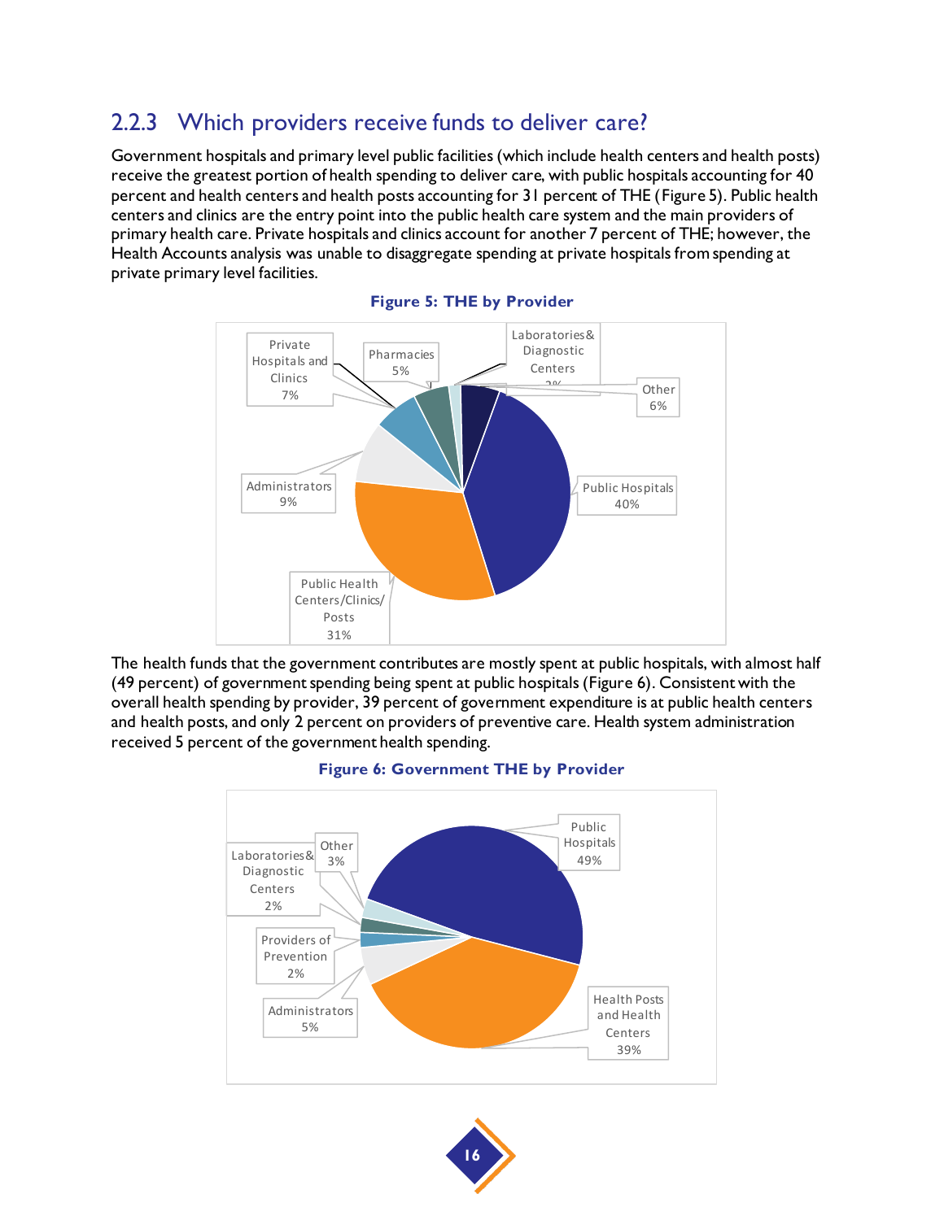### 2.2.3 Which providers receive funds to deliver care?

Government hospitals and primary level public facilities (which include health centers and health posts) receive the greatest portion of health spending to deliver care, with public hospitals accounting for 40 percent and health centers and health posts accounting for 31 percent of THE (Figure 5). Public health centers and clinics are the entry point into the public health care system and the main providers of primary health care. Private hospitals and clinics account for another 7 percent of THE; however, the Health Accounts analysis was unable to disaggregate spending at private hospitals from spending at private primary level facilities.

**Figure 5: THE by Provider**

| Provider | Share |
|---|---|
| Public Hospitals | 40% |
| Public Health Centers/Clinics/Posts | 31% |
| Administrators | 9% |
| Private Hospitals and Clinics | 7% |
| Other | 6% |
| Pharmacies | 5% |
| Laboratories & Diagnostic Centers | 2% |

The health funds that the government contributes are mostly spent at public hospitals, with almost half (49 percent) of government spending being spent at public hospitals (Figure 6). Consistent with the overall health spending by provider, 39 percent of government expenditure is at public health centers and health posts, and only 2 percent on providers of preventive care. Health system administration received 5 percent of the government health spending.

**Figure 6: Government THE by Provider**

| Provider | Share |
|---|---|
| Public Hospitals | 49% |
| Health Posts and Health Centers | 39% |
| Administrators | 5% |
| Other | 3% |
| Laboratories & Diagnostic Centers | 2% |
| Providers of Prevention | 2% |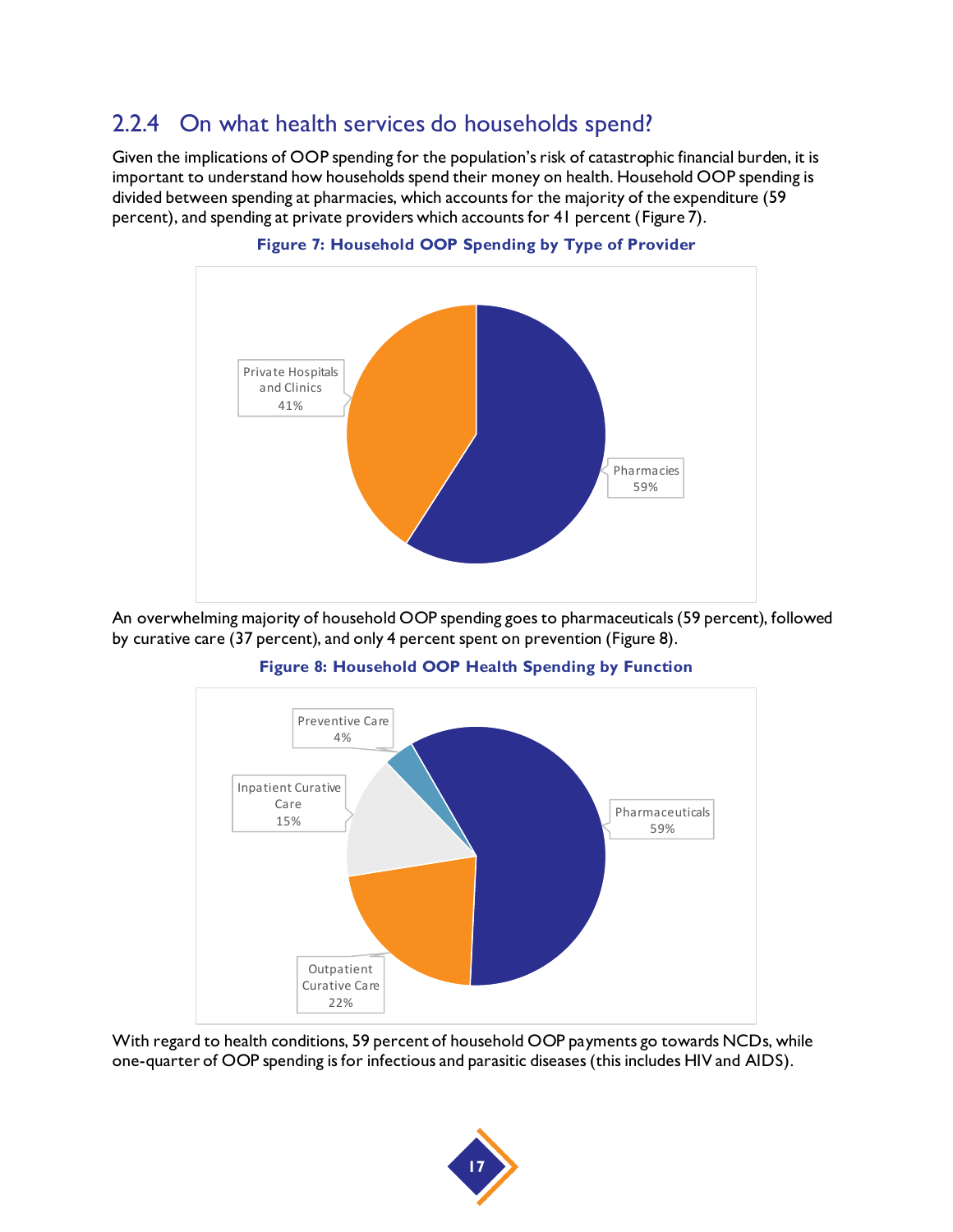### 2.2.4 On what health services do households spend?

Given the implications of OOP spending for the population's risk of catastrophic financial burden, it is important to understand how households spend their money on health. Household OOP spending is divided between spending at pharmacies, which accounts for the majority of the expenditure (59 percent), and spending at private providers which accounts for 41 percent (Figure 7).

**Figure 7: Household OOP Spending by Type of Provider**

An overwhelming majority of household OOP spending goes to pharmaceuticals (59 percent), followed by curative care (37 percent), and only 4 percent spent on prevention (Figure 8).

**Figure 8: Household OOP Health Spending by Function**

With regard to health conditions, 59 percent of household OOP payments go towards NCDs, while one-quarter of OOP spending is for infectious and parasitic diseases (this includes HIV and AIDS).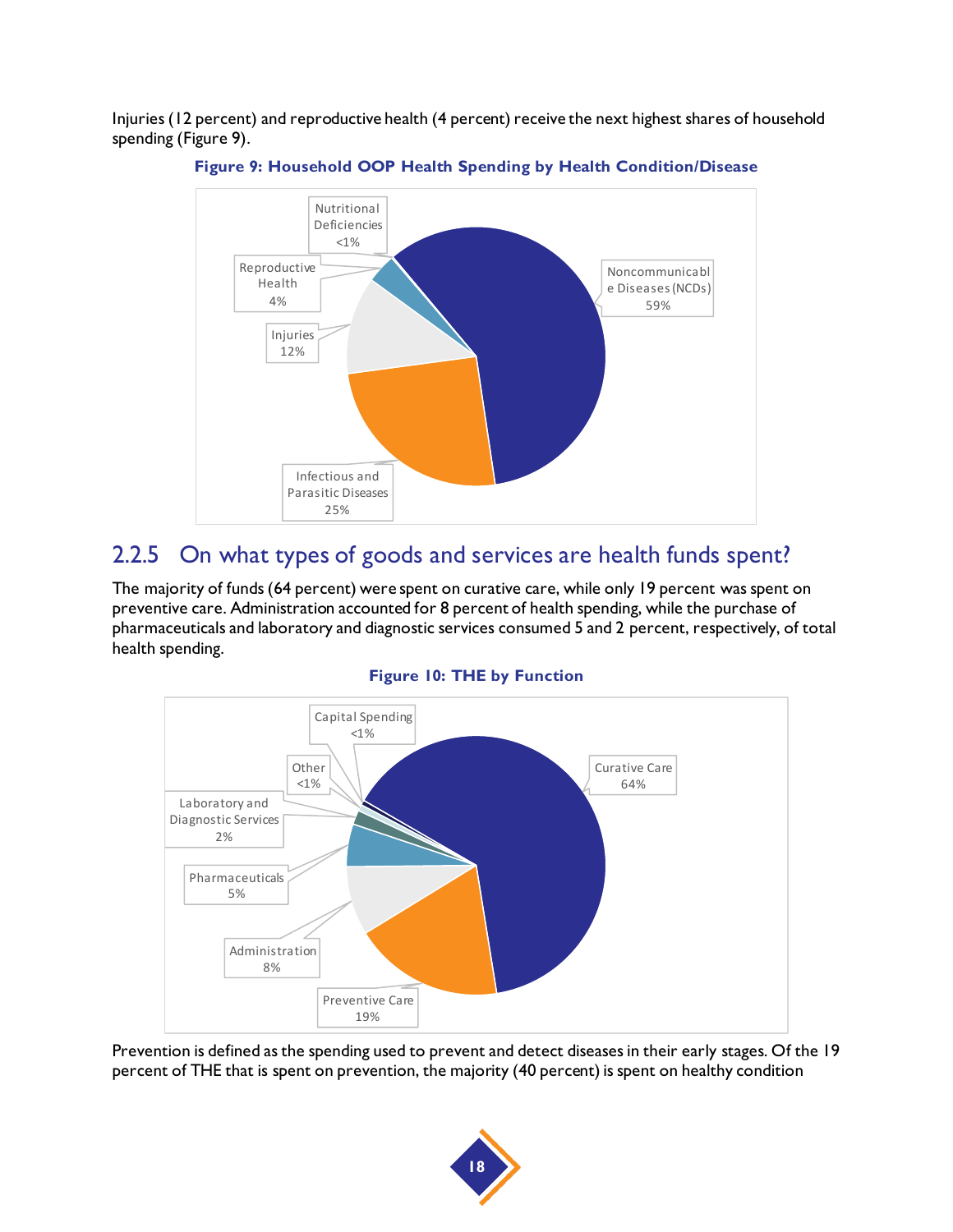Injuries (12 percent) and reproductive health (4 percent) receive the next highest shares of household spending (Figure 9).

**Figure 9: Household OOP Health Spending by Health Condition/Disease**

| Health Condition/Disease | Share |
|---|---|
| Noncommunicable Diseases (NCDs) | 59% |
| Infectious and Parasitic Diseases | 25% |
| Injuries | 12% |
| Reproductive Health | 4% |
| Nutritional Deficiencies | <1% |

### 2.2.5 On what types of goods and services are health funds spent?

The majority of funds (64 percent) were spent on curative care, while only 19 percent was spent on preventive care. Administration accounted for 8 percent of health spending, while the purchase of pharmaceuticals and laboratory and diagnostic services consumed 5 and 2 percent, respectively, of total health spending.

**Figure 10: THE by Function**

| Function | Share |
|---|---|
| Curative Care | 64% |
| Preventive Care | 19% |
| Administration | 8% |
| Pharmaceuticals | 5% |
| Laboratory and Diagnostic Services | 2% |
| Other | <1% |
| Capital Spending | <1% |

Prevention is defined as the spending used to prevent and detect diseases in their early stages. Of the 19 percent of THE that is spent on prevention, the majority (40 percent) is spent on healthy condition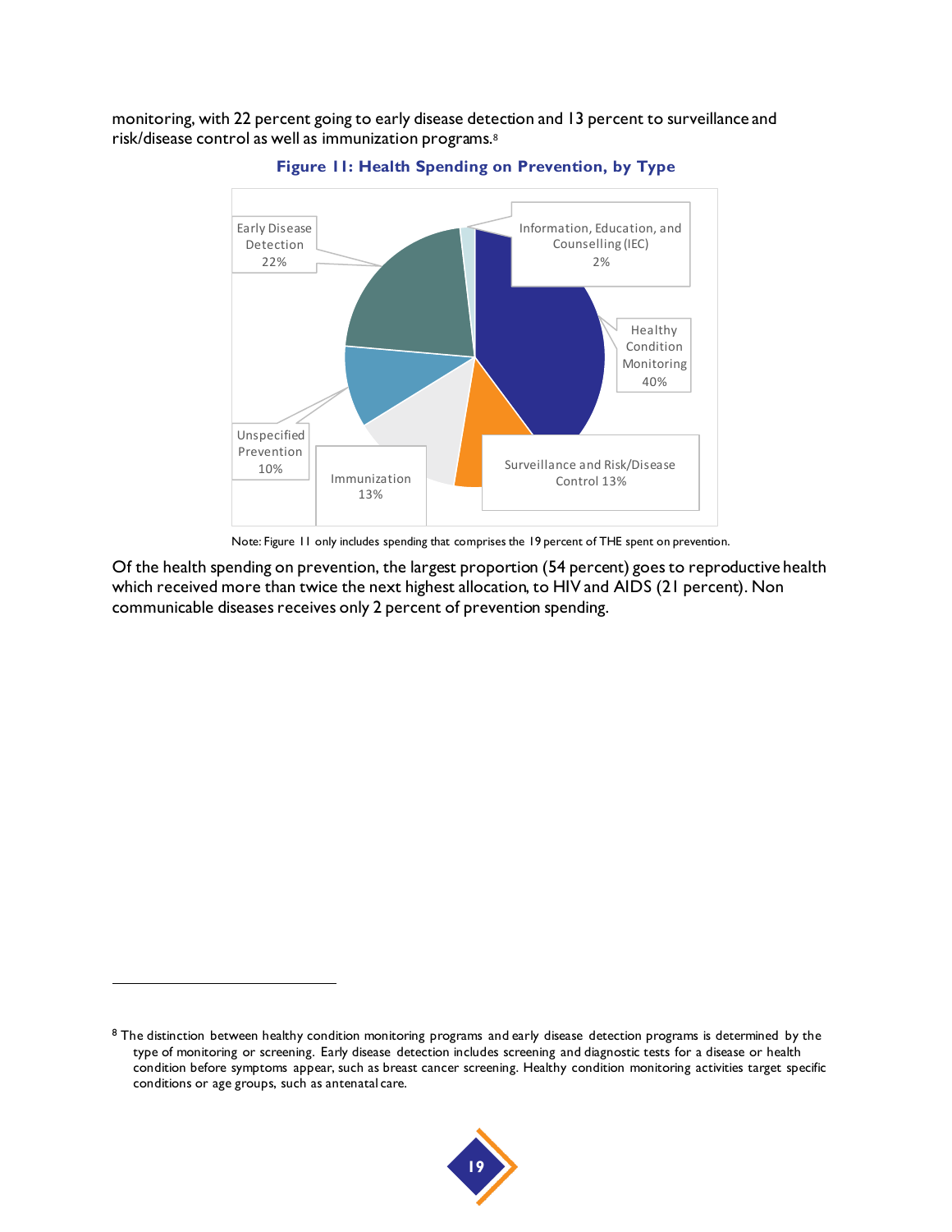monitoring, with 22 percent going to early disease detection and 13 percent to surveillance and risk/disease control as well as immunization programs.[8]

**Figure 11: Health Spending on Prevention, by Type**

| Type | Percent |
|---|---|
| Healthy Condition Monitoring | 40% |
| Early Disease Detection | 22% |
| Surveillance and Risk/Disease Control | 13% |
| Immunization | 13% |
| Unspecified Prevention | 10% |
| Information, Education, and Counselling (IEC) | 2% |

Note: Figure 11 only includes spending that comprises the 19 percent of THE spent on prevention.

Of the health spending on prevention, the largest proportion (54 percent) goes to reproductive health which received more than twice the next highest allocation, to HIV and AIDS (21 percent). Non communicable diseases receives only 2 percent of prevention spending.

[8] The distinction between healthy condition monitoring programs and early disease detection programs is determined by the type of monitoring or screening. Early disease detection includes screening and diagnostic tests for a disease or health condition before symptoms appear, such as breast cancer screening. Healthy condition monitoring activities target specific conditions or age groups, such as antenatal care.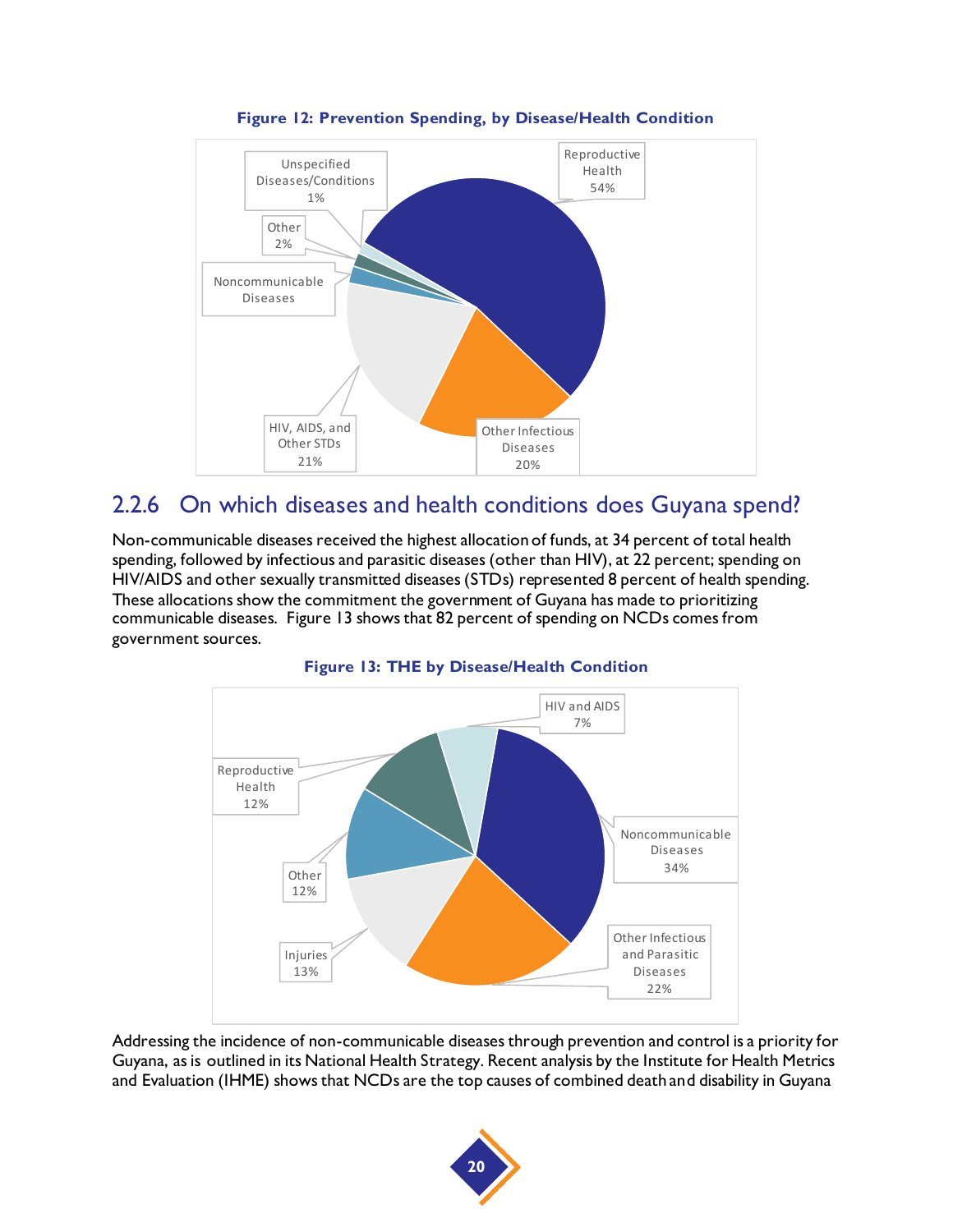**Figure 12: Prevention Spending, by Disease/Health Condition**

Reproductive Health 54%

Other Infectious Diseases 20%

HIV, AIDS, and Other STDs 21%

Noncommunicable Diseases

Other 2%

Unspecified Diseases/Conditions 1%

## 2.2.6 On which diseases and health conditions does Guyana spend?

Non-communicable diseases received the highest allocation of funds, at 34 percent of total health spending, followed by infectious and parasitic diseases (other than HIV), at 22 percent; spending on HIV/AIDS and other sexually transmitted diseases (STDs) represented 8 percent of health spending. These allocations show the commitment the government of Guyana has made to prioritizing communicable diseases. Figure 13 shows that 82 percent of spending on NCDs comes from government sources.

**Figure 13: THE by Disease/Health Condition**

HIV and AIDS 7%

Noncommunicable Diseases 34%

Other Infectious and Parasitic Diseases 22%

Injuries 13%

Other 12%

Reproductive Health 12%

Addressing the incidence of non-communicable diseases through prevention and control is a priority for Guyana, as is outlined in its National Health Strategy. Recent analysis by the Institute for Health Metrics and Evaluation (IHME) shows that NCDs are the top causes of combined death and disability in Guyana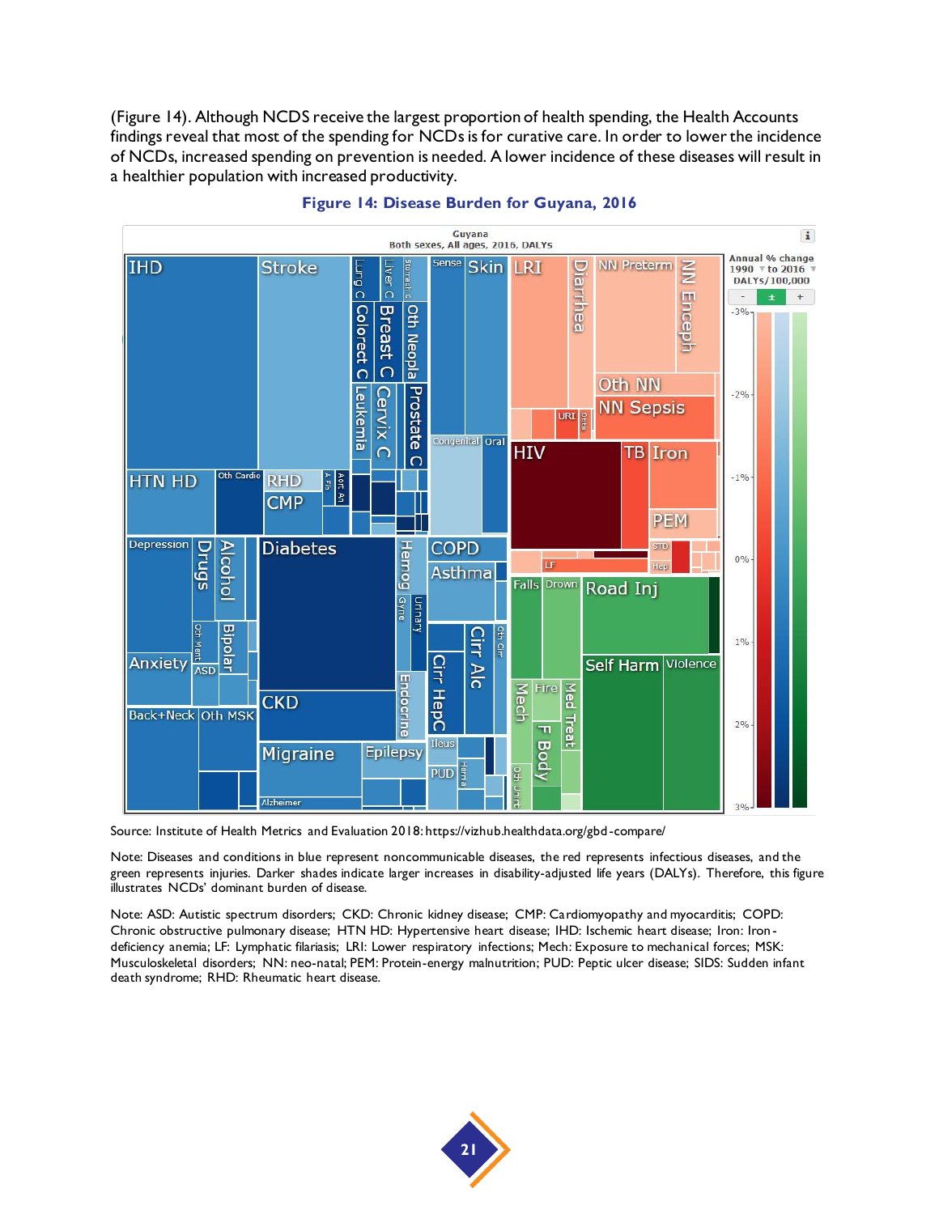(Figure 14). Although NCDS receive the largest proportion of health spending, the Health Accounts findings reveal that most of the spending for NCDs is for curative care. In order to lower the incidence of NCDs, increased spending on prevention is needed. A lower incidence of these diseases will result in a healthier population with increased productivity.

**Figure 14: Disease Burden for Guyana, 2016**

Source: Institute of Health Metrics and Evaluation 2018: https://vizhub.healthdata.org/gbd-compare/

Note: Diseases and conditions in blue represent noncommunicable diseases, the red represents infectious diseases, and the green represents injuries. Darker shades indicate larger increases in disability-adjusted life years (DALYs). Therefore, this figure illustrates NCDs' dominant burden of disease.

Note: ASD: Autistic spectrum disorders; CKD: Chronic kidney disease; CMP: Cardiomyopathy and myocarditis; COPD: Chronic obstructive pulmonary disease; HTN HD: Hypertensive heart disease; IHD: Ischemic heart disease; Iron: Iron-deficiency anemia; LF: Lymphatic filariasis; LRI: Lower respiratory infections; Mech: Exposure to mechanical forces; MSK: Musculoskeletal disorders; NN: neo-natal; PEM: Protein-energy malnutrition; PUD: Peptic ulcer disease; SIDS: Sudden infant death syndrome; RHD: Rheumatic heart disease.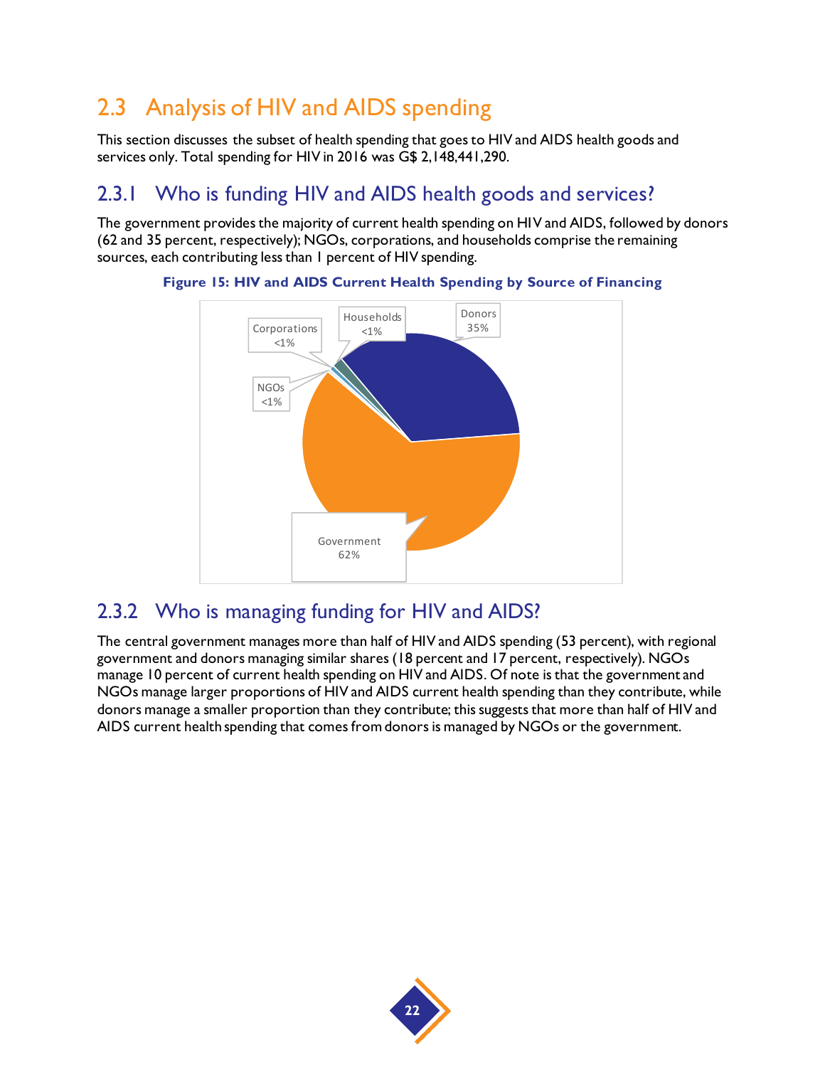## 2.3 Analysis of HIV and AIDS spending

This section discusses the subset of health spending that goes to HIV and AIDS health goods and services only. Total spending for HIV in 2016 was G$ 2,148,441,290.

### 2.3.1 Who is funding HIV and AIDS health goods and services?

The government provides the majority of current health spending on HIV and AIDS, followed by donors (62 and 35 percent, respectively); NGOs, corporations, and households comprise the remaining sources, each contributing less than 1 percent of HIV spending.

**Figure 15: HIV and AIDS Current Health Spending by Source of Financing**

| Source | Share |
|---|---|
| Government | 62% |
| Donors | 35% |
| Households | <1% |
| Corporations | <1% |
| NGOs | <1% |

### 2.3.2 Who is managing funding for HIV and AIDS?

The central government manages more than half of HIV and AIDS spending (53 percent), with regional government and donors managing similar shares (18 percent and 17 percent, respectively). NGOs manage 10 percent of current health spending on HIV and AIDS. Of note is that the government and NGOs manage larger proportions of HIV and AIDS current health spending than they contribute, while donors manage a smaller proportion than they contribute; this suggests that more than half of HIV and AIDS current health spending that comes from donors is managed by NGOs or the government.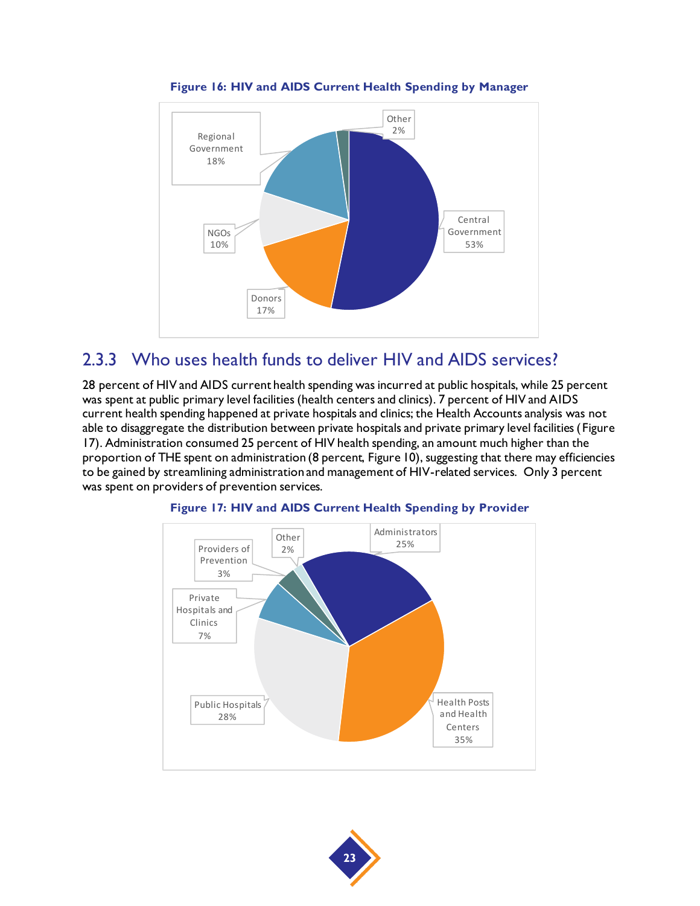**Figure 16: HIV and AIDS Current Health Spending by Manager**

Other 2%

Regional Government 18%

Central Government 53%

NGOs 10%

Donors 17%

## 2.3.3 Who uses health funds to deliver HIV and AIDS services?

28 percent of HIV and AIDS current health spending was incurred at public hospitals, while 25 percent was spent at public primary level facilities (health centers and clinics). 7 percent of HIV and AIDS current health spending happened at private hospitals and clinics; the Health Accounts analysis was not able to disaggregate the distribution between private hospitals and private primary level facilities (Figure 17). Administration consumed 25 percent of HIV health spending, an amount much higher than the proportion of THE spent on administration (8 percent, Figure 10), suggesting that there may efficiencies to be gained by streamlining administration and management of HIV-related services. Only 3 percent was spent on providers of prevention services.

**Figure 17: HIV and AIDS Current Health Spending by Provider**

Other 2%

Administrators 25%

Providers of Prevention 3%

Private Hospitals and Clinics 7%

Public Hospitals 28%

Health Posts and Health Centers 35%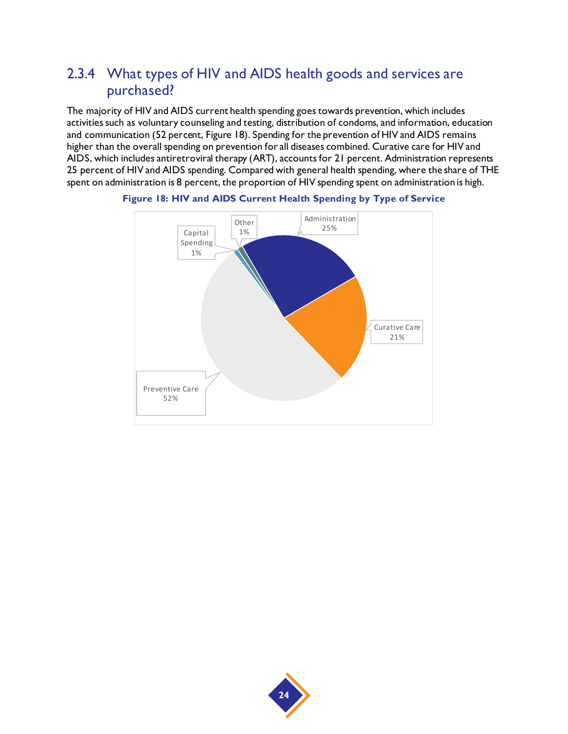### 2.3.4 What types of HIV and AIDS health goods and services are purchased?

The majority of HIV and AIDS current health spending goes towards prevention, which includes activities such as voluntary counseling and testing, distribution of condoms, and information, education and communication (52 percent, Figure 18). Spending for the prevention of HIV and AIDS remains higher than the overall spending on prevention for all diseases combined. Curative care for HIV and AIDS, which includes antiretroviral therapy (ART), accounts for 21 percent. Administration represents 25 percent of HIV and AIDS spending. Compared with general health spending, where the share of THE spent on administration is 8 percent, the proportion of HIV spending spent on administration is high.

**Figure 18: HIV and AIDS Current Health Spending by Type of Service**

| Type of Service | Share |
|---|---|
| Preventive Care | 52% |
| Administration | 25% |
| Curative Care | 21% |
| Capital Spending | 1% |
| Other | 1% |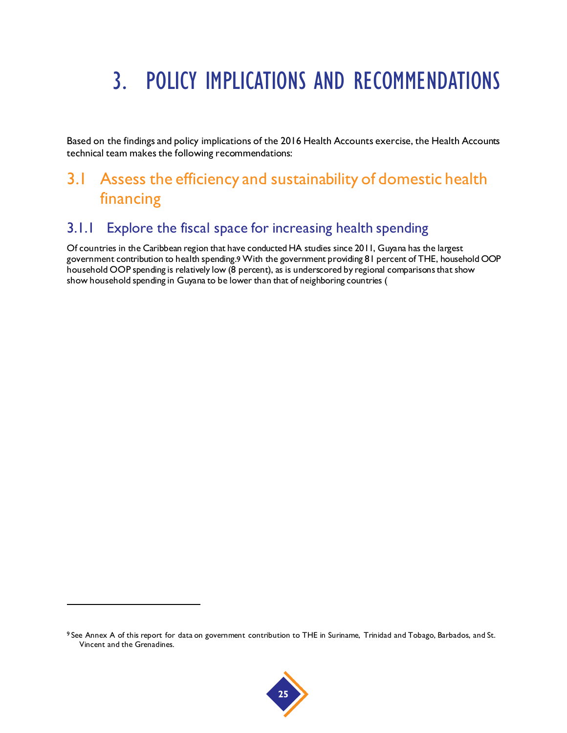# 3. POLICY IMPLICATIONS AND RECOMMENDATIONS

Based on the findings and policy implications of the 2016 Health Accounts exercise, the Health Accounts technical team makes the following recommendations:

## 3.1 Assess the efficiency and sustainability of domestic health financing

### 3.1.1 Explore the fiscal space for increasing health spending

Of countries in the Caribbean region that have conducted HA studies since 2011, Guyana has the largest government contribution to health spending.[9] With the government providing 81 percent of THE, household OOP household OOP spending is relatively low (8 percent), as is underscored by regional comparisons that show show household spending in Guyana to be lower than that of neighboring countries (

[9] See Annex A of this report for data on government contribution to THE in Suriname, Trinidad and Tobago, Barbados, and St. Vincent and the Grenadines.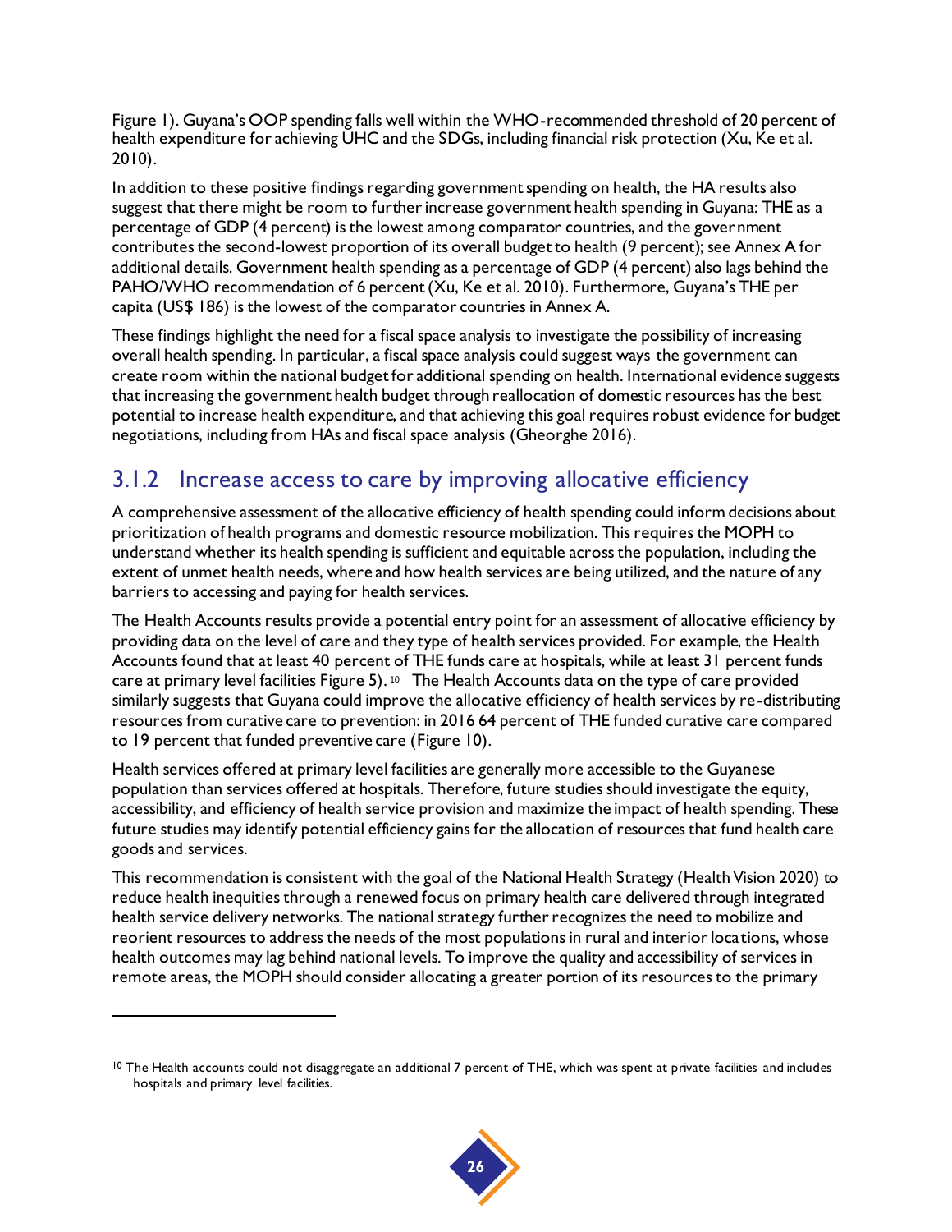Figure 1). Guyana's OOP spending falls well within the WHO-recommended threshold of 20 percent of health expenditure for achieving UHC and the SDGs, including financial risk protection (Xu, Ke et al. 2010).

In addition to these positive findings regarding government spending on health, the HA results also suggest that there might be room to further increase government health spending in Guyana: THE as a percentage of GDP (4 percent) is the lowest among comparator countries, and the government contributes the second-lowest proportion of its overall budget to health (9 percent); see Annex A for additional details. Government health spending as a percentage of GDP (4 percent) also lags behind the PAHO/WHO recommendation of 6 percent (Xu, Ke et al. 2010). Furthermore, Guyana's THE per capita (US$ 186) is the lowest of the comparator countries in Annex A.

These findings highlight the need for a fiscal space analysis to investigate the possibility of increasing overall health spending. In particular, a fiscal space analysis could suggest ways the government can create room within the national budget for additional spending on health. International evidence suggests that increasing the government health budget through reallocation of domestic resources has the best potential to increase health expenditure, and that achieving this goal requires robust evidence for budget negotiations, including from HAs and fiscal space analysis (Gheorghe 2016).

### 3.1.2 Increase access to care by improving allocative efficiency

A comprehensive assessment of the allocative efficiency of health spending could inform decisions about prioritization of health programs and domestic resource mobilization. This requires the MOPH to understand whether its health spending is sufficient and equitable across the population, including the extent of unmet health needs, where and how health services are being utilized, and the nature of any barriers to accessing and paying for health services.

The Health Accounts results provide a potential entry point for an assessment of allocative efficiency by providing data on the level of care and they type of health services provided. For example, the Health Accounts found that at least 40 percent of THE funds care at hospitals, while at least 31 percent funds care at primary level facilities Figure 5).[10] The Health Accounts data on the type of care provided similarly suggests that Guyana could improve the allocative efficiency of health services by re-distributing resources from curative care to prevention: in 2016 64 percent of THE funded curative care compared to 19 percent that funded preventive care (Figure 10).

Health services offered at primary level facilities are generally more accessible to the Guyanese population than services offered at hospitals. Therefore, future studies should investigate the equity, accessibility, and efficiency of health service provision and maximize the impact of health spending. These future studies may identify potential efficiency gains for the allocation of resources that fund health care goods and services.

This recommendation is consistent with the goal of the National Health Strategy (Health Vision 2020) to reduce health inequities through a renewed focus on primary health care delivered through integrated health service delivery networks. The national strategy further recognizes the need to mobilize and reorient resources to address the needs of the most populations in rural and interior locations, whose health outcomes may lag behind national levels. To improve the quality and accessibility of services in remote areas, the MOPH should consider allocating a greater portion of its resources to the primary

---

[10] The Health accounts could not disaggregate an additional 7 percent of THE, which was spent at private facilities and includes hospitals and primary level facilities.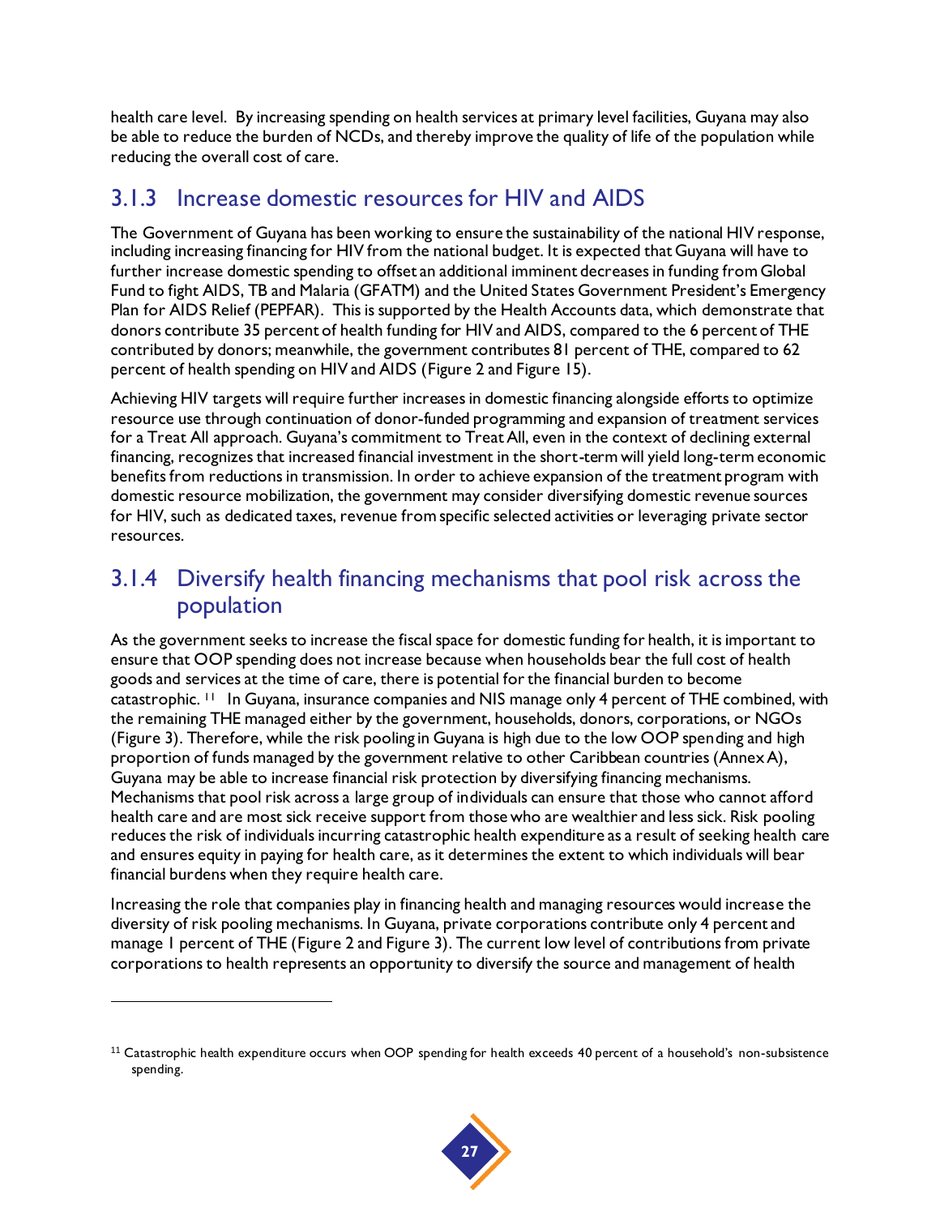health care level. By increasing spending on health services at primary level facilities, Guyana may also be able to reduce the burden of NCDs, and thereby improve the quality of life of the population while reducing the overall cost of care.

### 3.1.3 Increase domestic resources for HIV and AIDS

The Government of Guyana has been working to ensure the sustainability of the national HIV response, including increasing financing for HIV from the national budget. It is expected that Guyana will have to further increase domestic spending to offset an additional imminent decreases in funding from Global Fund to fight AIDS, TB and Malaria (GFATM) and the United States Government President's Emergency Plan for AIDS Relief (PEPFAR). This is supported by the Health Accounts data, which demonstrate that donors contribute 35 percent of health funding for HIV and AIDS, compared to the 6 percent of THE contributed by donors; meanwhile, the government contributes 81 percent of THE, compared to 62 percent of health spending on HIV and AIDS (Figure 2 and Figure 15).

Achieving HIV targets will require further increases in domestic financing alongside efforts to optimize resource use through continuation of donor-funded programming and expansion of treatment services for a Treat All approach. Guyana's commitment to Treat All, even in the context of declining external financing, recognizes that increased financial investment in the short-term will yield long-term economic benefits from reductions in transmission. In order to achieve expansion of the treatment program with domestic resource mobilization, the government may consider diversifying domestic revenue sources for HIV, such as dedicated taxes, revenue from specific selected activities or leveraging private sector resources.

### 3.1.4 Diversify health financing mechanisms that pool risk across the population

As the government seeks to increase the fiscal space for domestic funding for health, it is important to ensure that OOP spending does not increase because when households bear the full cost of health goods and services at the time of care, there is potential for the financial burden to become catastrophic.[11] In Guyana, insurance companies and NIS manage only 4 percent of THE combined, with the remaining THE managed either by the government, households, donors, corporations, or NGOs (Figure 3). Therefore, while the risk pooling in Guyana is high due to the low OOP spending and high proportion of funds managed by the government relative to other Caribbean countries (Annex A), Guyana may be able to increase financial risk protection by diversifying financing mechanisms. Mechanisms that pool risk across a large group of individuals can ensure that those who cannot afford health care and are most sick receive support from those who are wealthier and less sick. Risk pooling reduces the risk of individuals incurring catastrophic health expenditure as a result of seeking health care and ensures equity in paying for health care, as it determines the extent to which individuals will bear financial burdens when they require health care.

Increasing the role that companies play in financing health and managing resources would increase the diversity of risk pooling mechanisms. In Guyana, private corporations contribute only 4 percent and manage 1 percent of THE (Figure 2 and Figure 3). The current low level of contributions from private corporations to health represents an opportunity to diversify the source and management of health

[11] Catastrophic health expenditure occurs when OOP spending for health exceeds 40 percent of a household's non-subsistence spending.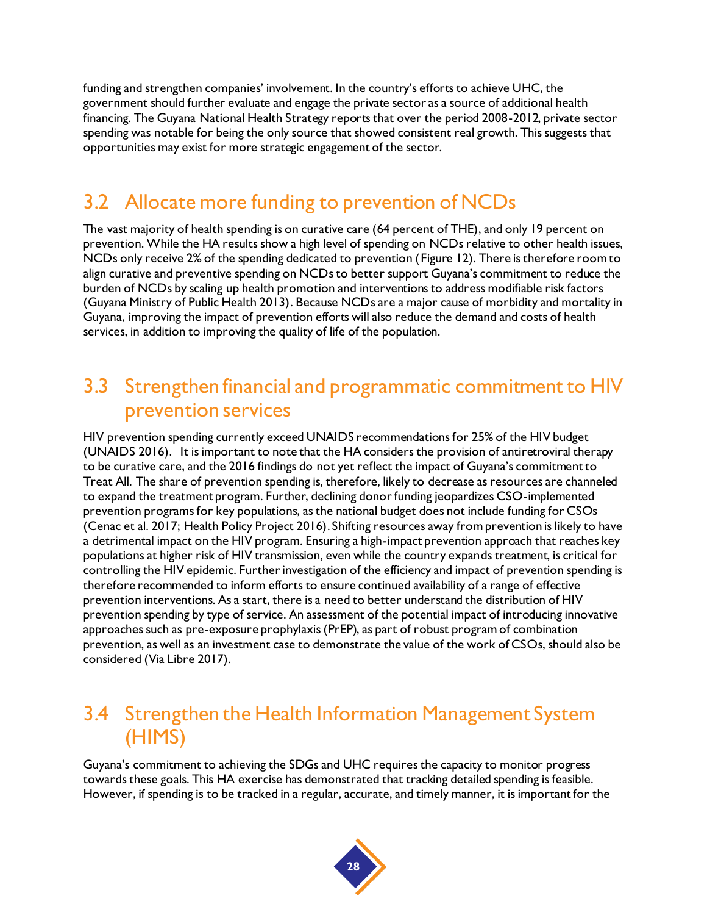funding and strengthen companies' involvement. In the country's efforts to achieve UHC, the government should further evaluate and engage the private sector as a source of additional health financing. The Guyana National Health Strategy reports that over the period 2008-2012, private sector spending was notable for being the only source that showed consistent real growth. This suggests that opportunities may exist for more strategic engagement of the sector.

## 3.2 Allocate more funding to prevention of NCDs

The vast majority of health spending is on curative care (64 percent of THE), and only 19 percent on prevention. While the HA results show a high level of spending on NCDs relative to other health issues, NCDs only receive 2% of the spending dedicated to prevention (Figure 12). There is therefore room to align curative and preventive spending on NCDs to better support Guyana's commitment to reduce the burden of NCDs by scaling up health promotion and interventions to address modifiable risk factors (Guyana Ministry of Public Health 2013). Because NCDs are a major cause of morbidity and mortality in Guyana, improving the impact of prevention efforts will also reduce the demand and costs of health services, in addition to improving the quality of life of the population.

## 3.3 Strengthen financial and programmatic commitment to HIV prevention services

HIV prevention spending currently exceed UNAIDS recommendations for 25% of the HIV budget (UNAIDS 2016). It is important to note that the HA considers the provision of antiretroviral therapy to be curative care, and the 2016 findings do not yet reflect the impact of Guyana's commitment to Treat All. The share of prevention spending is, therefore, likely to decrease as resources are channeled to expand the treatment program. Further, declining donor funding jeopardizes CSO-implemented prevention programs for key populations, as the national budget does not include funding for CSOs (Cenac et al. 2017; Health Policy Project 2016). Shifting resources away from prevention is likely to have a detrimental impact on the HIV program. Ensuring a high-impact prevention approach that reaches key populations at higher risk of HIV transmission, even while the country expands treatment, is critical for controlling the HIV epidemic. Further investigation of the efficiency and impact of prevention spending is therefore recommended to inform efforts to ensure continued availability of a range of effective prevention interventions. As a start, there is a need to better understand the distribution of HIV prevention spending by type of service. An assessment of the potential impact of introducing innovative approaches such as pre-exposure prophylaxis (PrEP), as part of robust program of combination prevention, as well as an investment case to demonstrate the value of the work of CSOs, should also be considered (Via Libre 2017).

## 3.4 Strengthen the Health Information Management System (HIMS)

Guyana's commitment to achieving the SDGs and UHC requires the capacity to monitor progress towards these goals. This HA exercise has demonstrated that tracking detailed spending is feasible. However, if spending is to be tracked in a regular, accurate, and timely manner, it is important for the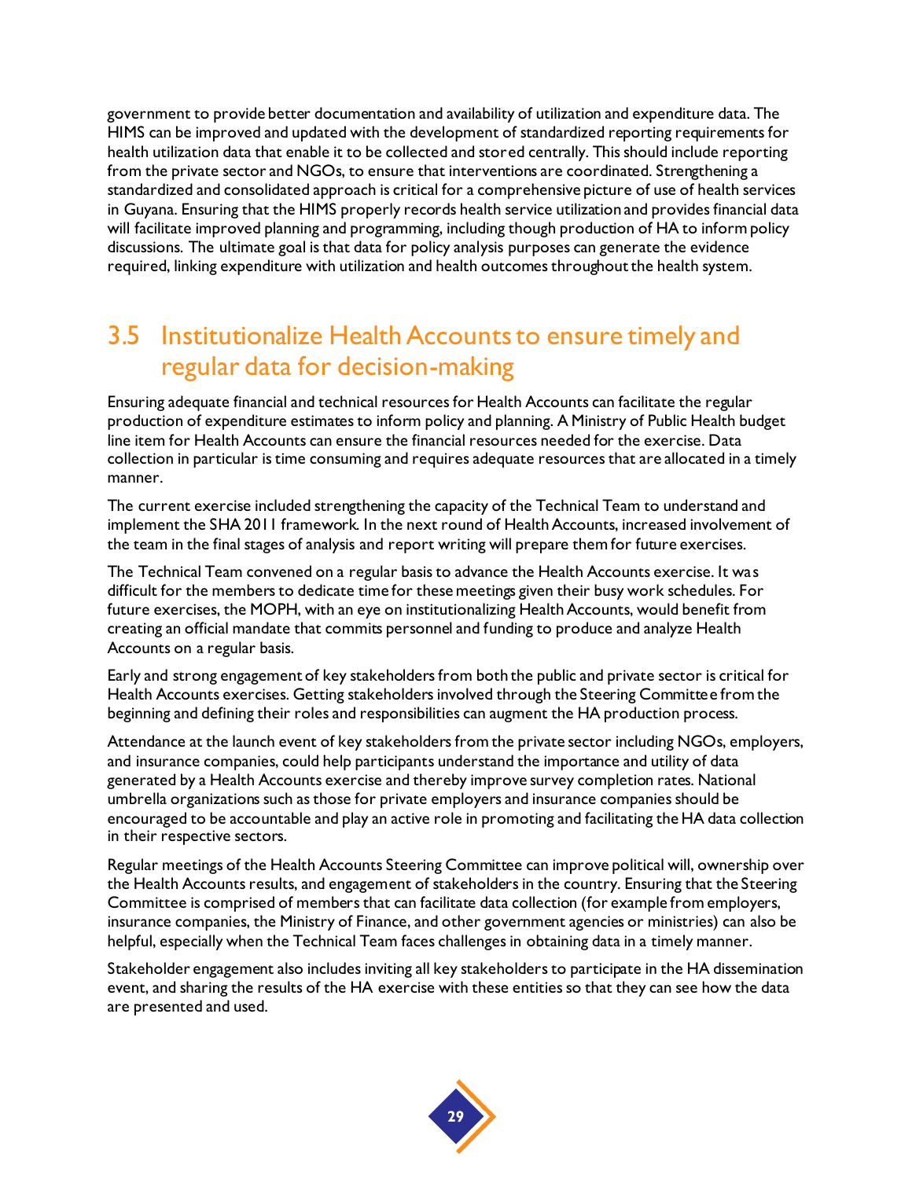government to provide better documentation and availability of utilization and expenditure data. The HIMS can be improved and updated with the development of standardized reporting requirements for health utilization data that enable it to be collected and stored centrally. This should include reporting from the private sector and NGOs, to ensure that interventions are coordinated. Strengthening a standardized and consolidated approach is critical for a comprehensive picture of use of health services in Guyana. Ensuring that the HIMS properly records health service utilization and provides financial data will facilitate improved planning and programming, including though production of HA to inform policy discussions. The ultimate goal is that data for policy analysis purposes can generate the evidence required, linking expenditure with utilization and health outcomes throughout the health system.

## 3.5 Institutionalize Health Accounts to ensure timely and regular data for decision-making

Ensuring adequate financial and technical resources for Health Accounts can facilitate the regular production of expenditure estimates to inform policy and planning. A Ministry of Public Health budget line item for Health Accounts can ensure the financial resources needed for the exercise. Data collection in particular is time consuming and requires adequate resources that are allocated in a timely manner.

The current exercise included strengthening the capacity of the Technical Team to understand and implement the SHA 2011 framework. In the next round of Health Accounts, increased involvement of the team in the final stages of analysis and report writing will prepare them for future exercises.

The Technical Team convened on a regular basis to advance the Health Accounts exercise. It was difficult for the members to dedicate time for these meetings given their busy work schedules. For future exercises, the MOPH, with an eye on institutionalizing Health Accounts, would benefit from creating an official mandate that commits personnel and funding to produce and analyze Health Accounts on a regular basis.

Early and strong engagement of key stakeholders from both the public and private sector is critical for Health Accounts exercises. Getting stakeholders involved through the Steering Committee from the beginning and defining their roles and responsibilities can augment the HA production process.

Attendance at the launch event of key stakeholders from the private sector including NGOs, employers, and insurance companies, could help participants understand the importance and utility of data generated by a Health Accounts exercise and thereby improve survey completion rates. National umbrella organizations such as those for private employers and insurance companies should be encouraged to be accountable and play an active role in promoting and facilitating the HA data collection in their respective sectors.

Regular meetings of the Health Accounts Steering Committee can improve political will, ownership over the Health Accounts results, and engagement of stakeholders in the country. Ensuring that the Steering Committee is comprised of members that can facilitate data collection (for example from employers, insurance companies, the Ministry of Finance, and other government agencies or ministries) can also be helpful, especially when the Technical Team faces challenges in obtaining data in a timely manner.

Stakeholder engagement also includes inviting all key stakeholders to participate in the HA dissemination event, and sharing the results of the HA exercise with these entities so that they can see how the data are presented and used.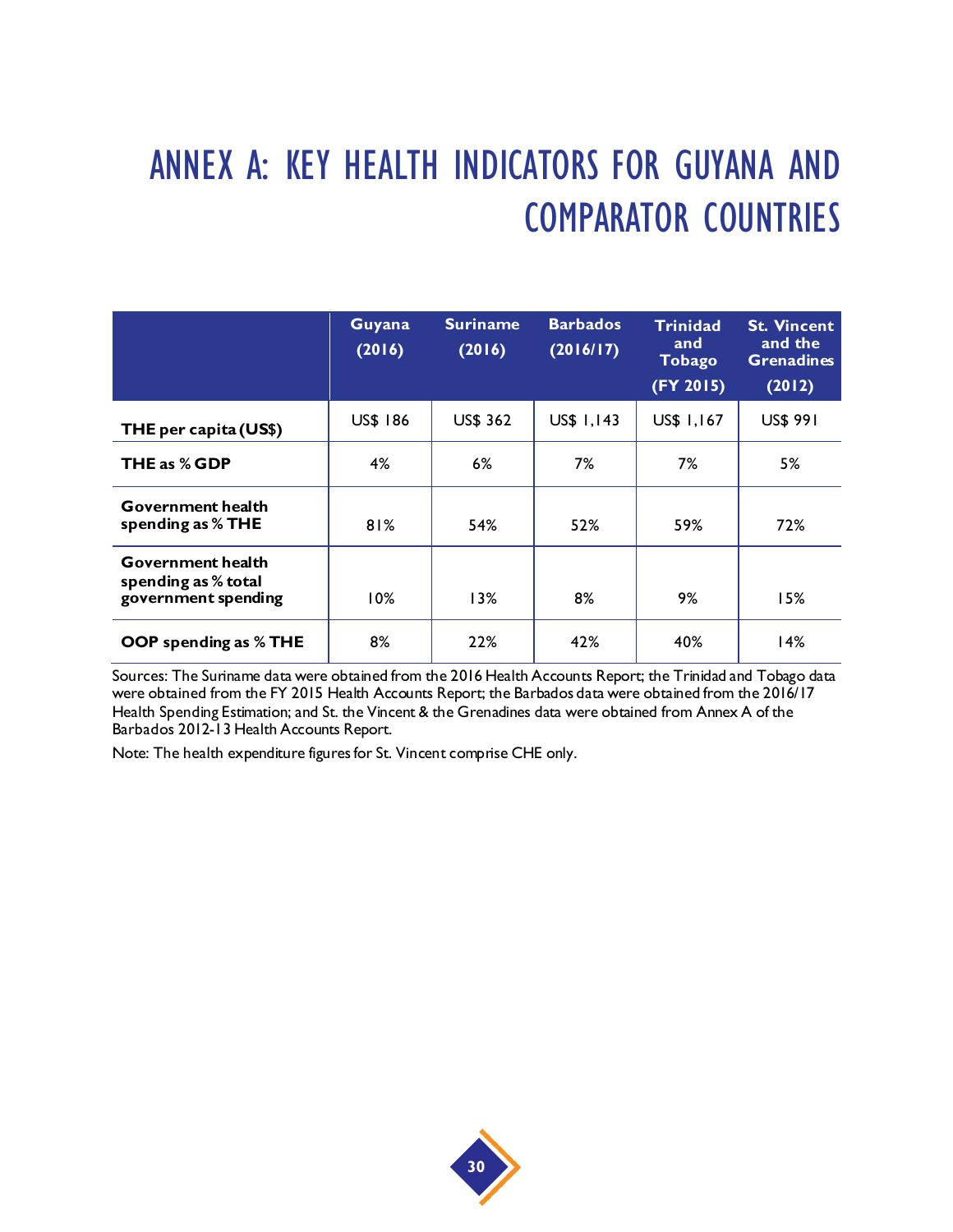# ANNEX A: KEY HEALTH INDICATORS FOR GUYANA AND COMPARATOR COUNTRIES

| | Guyana (2016) | Suriname (2016) | Barbados (2016/17) | Trinidad and Tobago (FY 2015) | St. Vincent and the Grenadines (2012) |
|---|---|---|---|---|---|
| **THE per capita (US$)** | US$ 186 | US$ 362 | US$ 1,143 | US$ 1,167 | US$ 991 |
| **THE as % GDP** | 4% | 6% | 7% | 7% | 5% |
| **Government health spending as % THE** | 81% | 54% | 52% | 59% | 72% |
| **Government health spending as % total government spending** | 10% | 13% | 8% | 9% | 15% |
| **OOP spending as % THE** | 8% | 22% | 42% | 40% | 14% |

Sources: The Suriname data were obtained from the 2016 Health Accounts Report; the Trinidad and Tobago data were obtained from the FY 2015 Health Accounts Report; the Barbados data were obtained from the 2016/17 Health Spending Estimation; and St. the Vincent & the Grenadines data were obtained from Annex A of the Barbados 2012-13 Health Accounts Report.

Note: The health expenditure figures for St. Vincent comprise CHE only.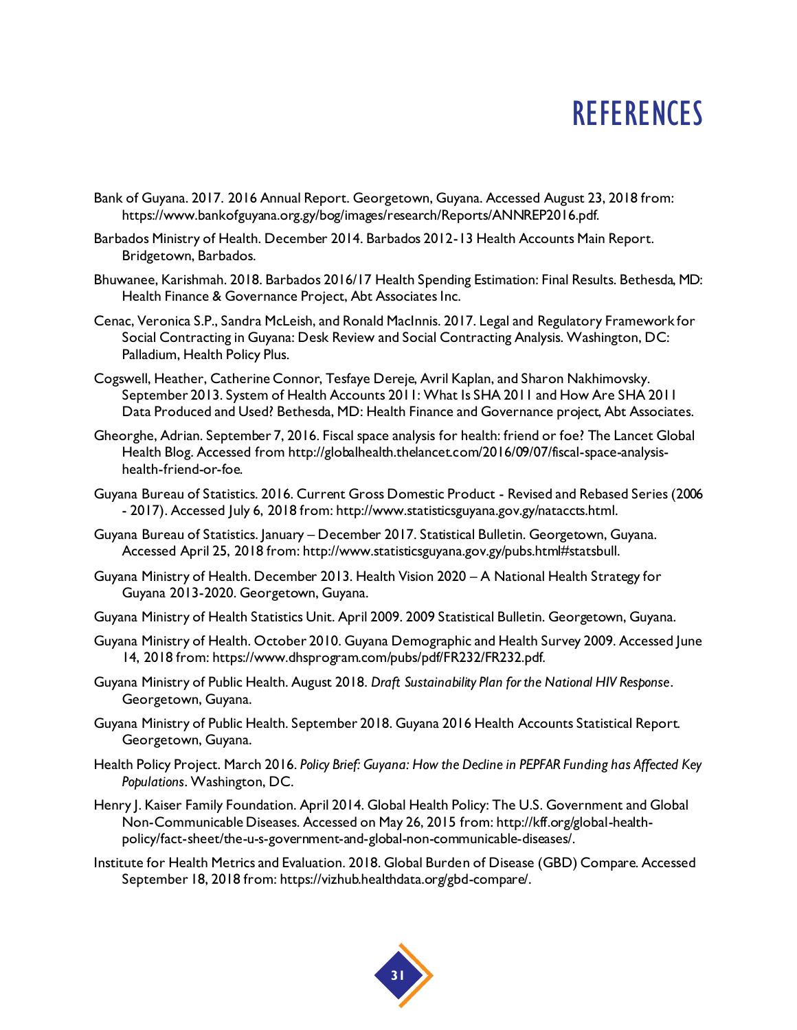# REFERENCES

Bank of Guyana. 2017. 2016 Annual Report. Georgetown, Guyana. Accessed August 23, 2018 from: https://www.bankofguyana.org.gy/bog/images/research/Reports/ANNREP2016.pdf.

Barbados Ministry of Health. December 2014. Barbados 2012-13 Health Accounts Main Report. Bridgetown, Barbados.

Bhuwanee, Karishmah. 2018. Barbados 2016/17 Health Spending Estimation: Final Results. Bethesda, MD: Health Finance & Governance Project, Abt Associates Inc.

Cenac, Veronica S.P., Sandra McLeish, and Ronald MacInnis. 2017. Legal and Regulatory Framework for Social Contracting in Guyana: Desk Review and Social Contracting Analysis. Washington, DC: Palladium, Health Policy Plus.

Cogswell, Heather, Catherine Connor, Tesfaye Dereje, Avril Kaplan, and Sharon Nakhimovsky. September 2013. System of Health Accounts 2011: What Is SHA 2011 and How Are SHA 2011 Data Produced and Used? Bethesda, MD: Health Finance and Governance project, Abt Associates.

Gheorghe, Adrian. September 7, 2016. Fiscal space analysis for health: friend or foe? The Lancet Global Health Blog. Accessed from http://globalhealth.thelancet.com/2016/09/07/fiscal-space-analysis-health-friend-or-foe.

Guyana Bureau of Statistics. 2016. Current Gross Domestic Product - Revised and Rebased Series (2006 - 2017). Accessed July 6, 2018 from: http://www.statisticsguyana.gov.gy/nataccts.html.

Guyana Bureau of Statistics. January – December 2017. Statistical Bulletin. Georgetown, Guyana. Accessed April 25, 2018 from: http://www.statisticsguyana.gov.gy/pubs.html#statsbull.

Guyana Ministry of Health. December 2013. Health Vision 2020 – A National Health Strategy for Guyana 2013-2020. Georgetown, Guyana.

Guyana Ministry of Health Statistics Unit. April 2009. 2009 Statistical Bulletin. Georgetown, Guyana.

Guyana Ministry of Health. October 2010. Guyana Demographic and Health Survey 2009. Accessed June 14, 2018 from: https://www.dhsprogram.com/pubs/pdf/FR232/FR232.pdf.

Guyana Ministry of Public Health. August 2018. *Draft Sustainability Plan for the National HIV Response*. Georgetown, Guyana.

Guyana Ministry of Public Health. September 2018. Guyana 2016 Health Accounts Statistical Report. Georgetown, Guyana.

Health Policy Project. March 2016. *Policy Brief: Guyana: How the Decline in PEPFAR Funding has Affected Key Populations*. Washington, DC.

Henry J. Kaiser Family Foundation. April 2014. Global Health Policy: The U.S. Government and Global Non-Communicable Diseases. Accessed on May 26, 2015 from: http://kff.org/global-health-policy/fact-sheet/the-u-s-government-and-global-non-communicable-diseases/.

Institute for Health Metrics and Evaluation. 2018. Global Burden of Disease (GBD) Compare. Accessed September 18, 2018 from: https://vizhub.healthdata.org/gbd-compare/.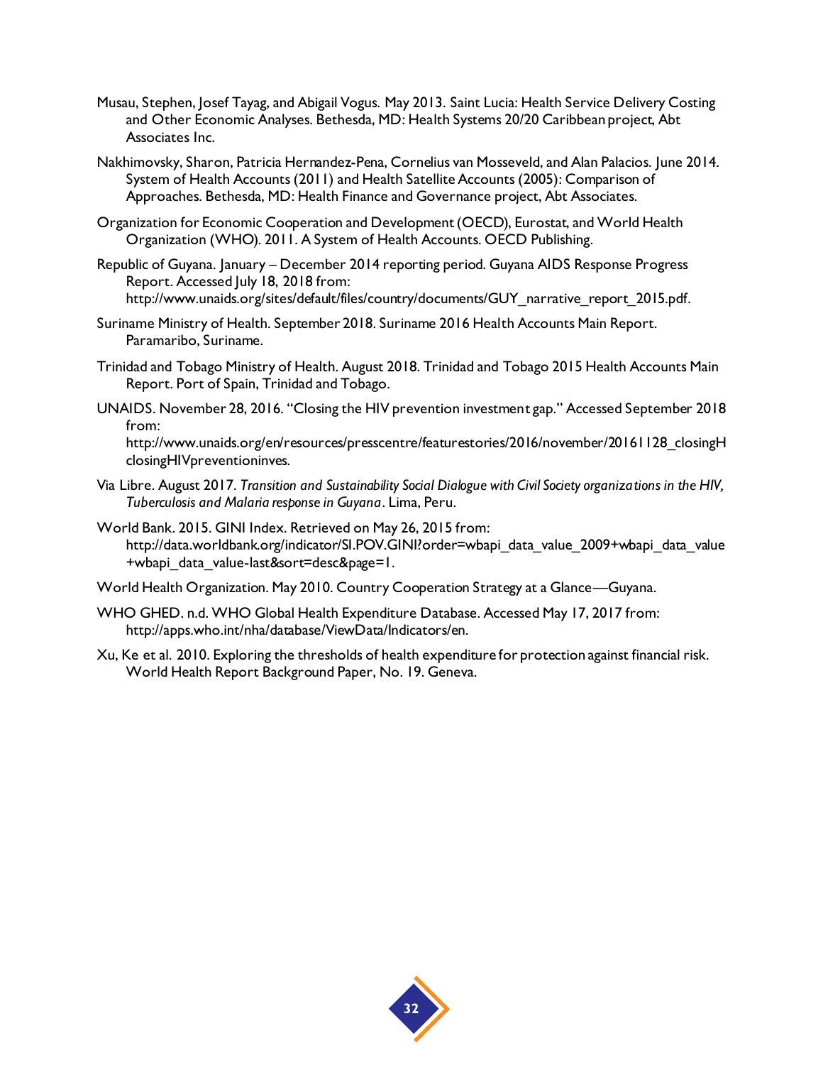Musau, Stephen, Josef Tayag, and Abigail Vogus. May 2013. Saint Lucia: Health Service Delivery Costing and Other Economic Analyses. Bethesda, MD: Health Systems 20/20 Caribbean project, Abt Associates Inc.

Nakhimovsky, Sharon, Patricia Hernandez-Pena, Cornelius van Mosseveld, and Alan Palacios. June 2014. System of Health Accounts (2011) and Health Satellite Accounts (2005): Comparison of Approaches. Bethesda, MD: Health Finance and Governance project, Abt Associates.

Organization for Economic Cooperation and Development (OECD), Eurostat, and World Health Organization (WHO). 2011. A System of Health Accounts. OECD Publishing.

Republic of Guyana. January – December 2014 reporting period. Guyana AIDS Response Progress Report. Accessed July 18, 2018 from: http://www.unaids.org/sites/default/files/country/documents/GUY_narrative_report_2015.pdf.

Suriname Ministry of Health. September 2018. Suriname 2016 Health Accounts Main Report. Paramaribo, Suriname.

Trinidad and Tobago Ministry of Health. August 2018. Trinidad and Tobago 2015 Health Accounts Main Report. Port of Spain, Trinidad and Tobago.

UNAIDS. November 28, 2016. "Closing the HIV prevention investment gap." Accessed September 2018 from: http://www.unaids.org/en/resources/presscentre/featurestories/2016/november/20161128_closingHclosingHIVpreventioninves.

Via Libre. August 2017. *Transition and Sustainability Social Dialogue with Civil Society organizations in the HIV, Tuberculosis and Malaria response in Guyana*. Lima, Peru.

World Bank. 2015. GINI Index. Retrieved on May 26, 2015 from: http://data.worldbank.org/indicator/SI.POV.GINI?order=wbapi_data_value_2009+wbapi_data_value+wbapi_data_value-last&sort=desc&page=1.

World Health Organization. May 2010. Country Cooperation Strategy at a Glance—Guyana.

WHO GHED. n.d. WHO Global Health Expenditure Database. Accessed May 17, 2017 from: http://apps.who.int/nha/database/ViewData/Indicators/en.

Xu, Ke et al. 2010. Exploring the thresholds of health expenditure for protection against financial risk. World Health Report Background Paper, No. 19. Geneva.